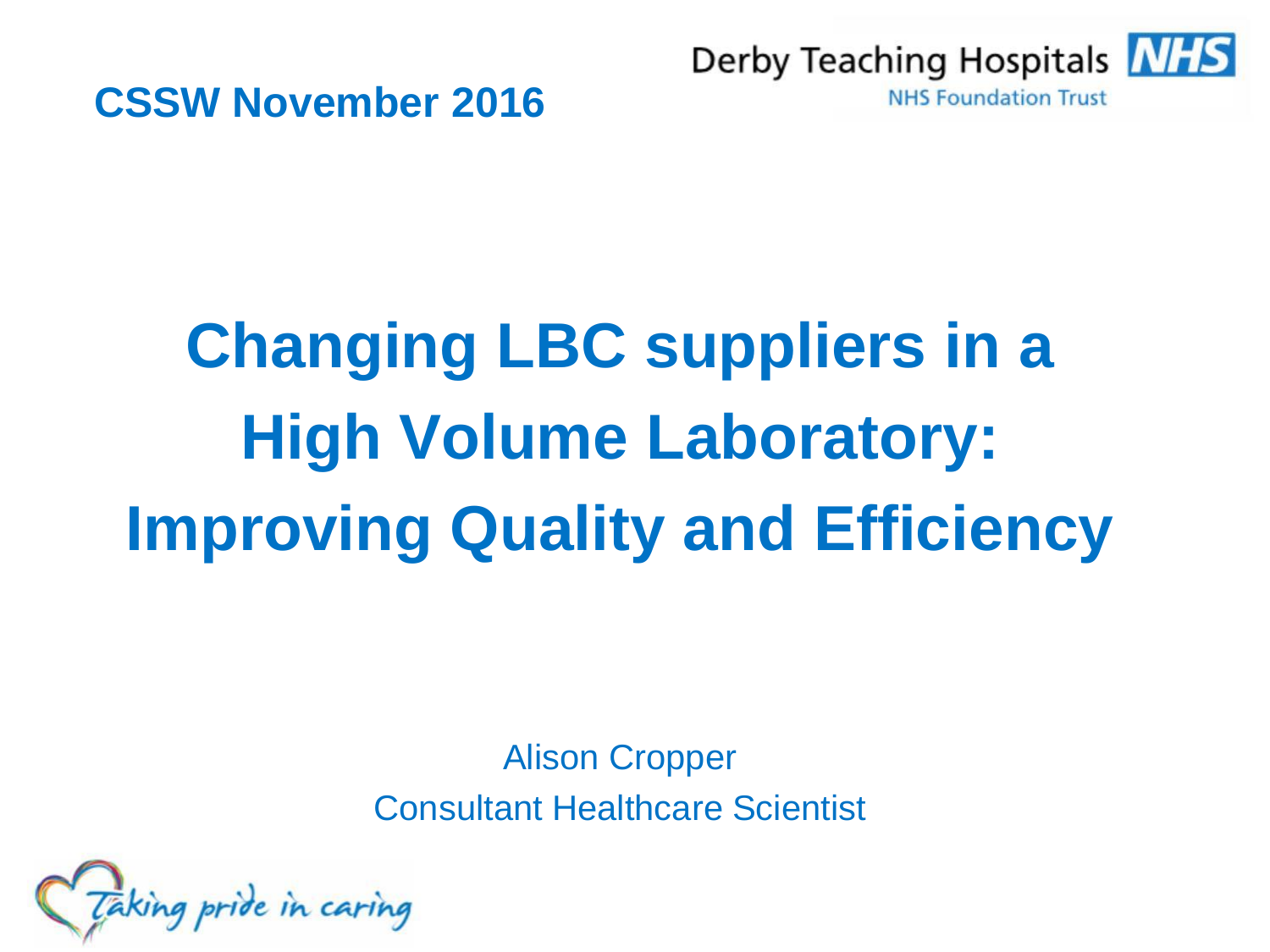CSSW November 2016

Derby Teaching Hospitals NHS

NHS Foundation Trust

# Changing LBC suppliers in a High Volume Laboratory: Improving Quality and Efficiency

Alison Cropper

Consultant Healthcare Scientist

Taking pride in caring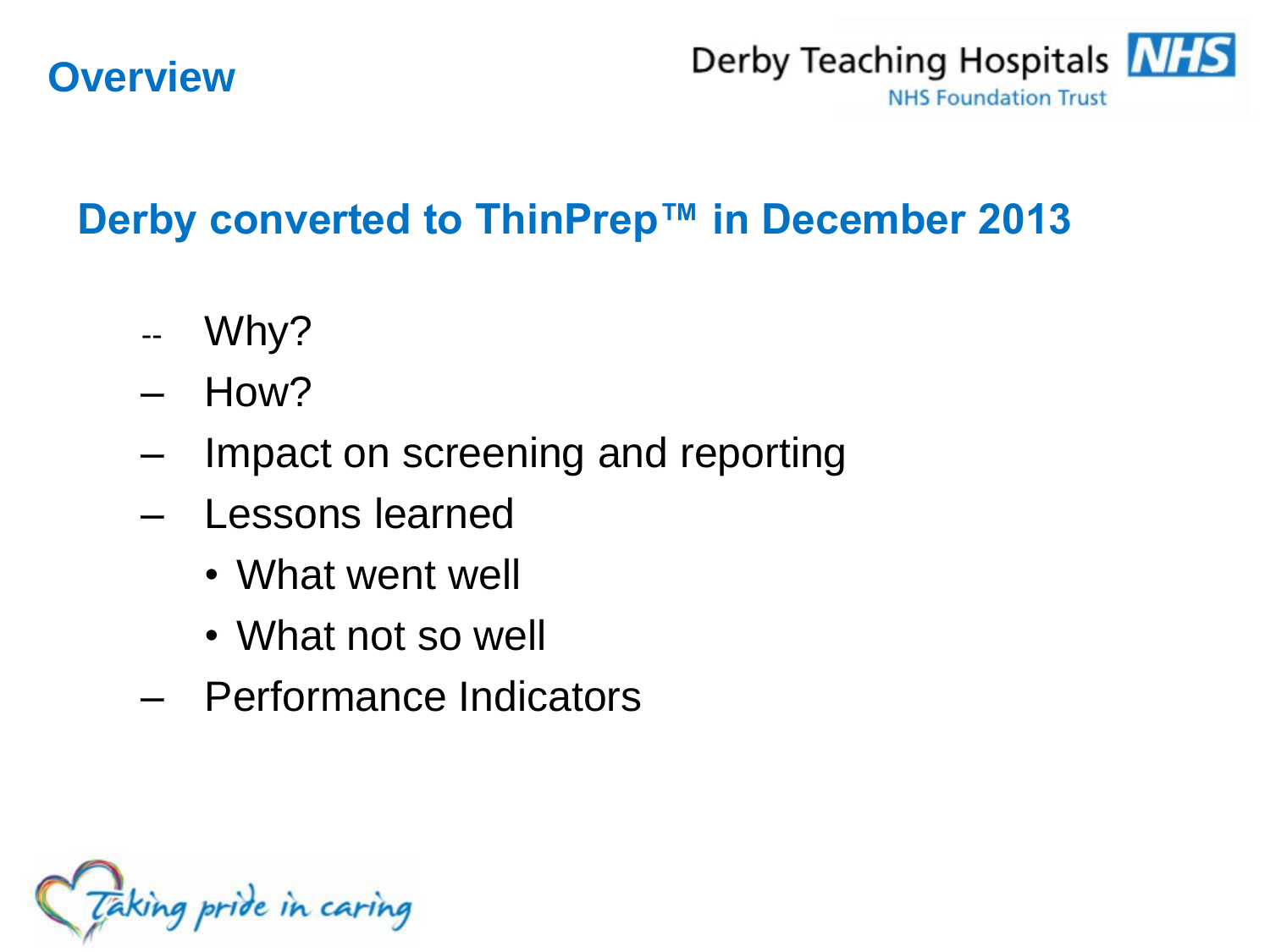## Overview

### Derby converted to ThinPrep™ in December 2013

- Why?
- How?
- Impact on screening and reporting
- Lessons learned
  - What went well
  - What not so well
- Performance Indicators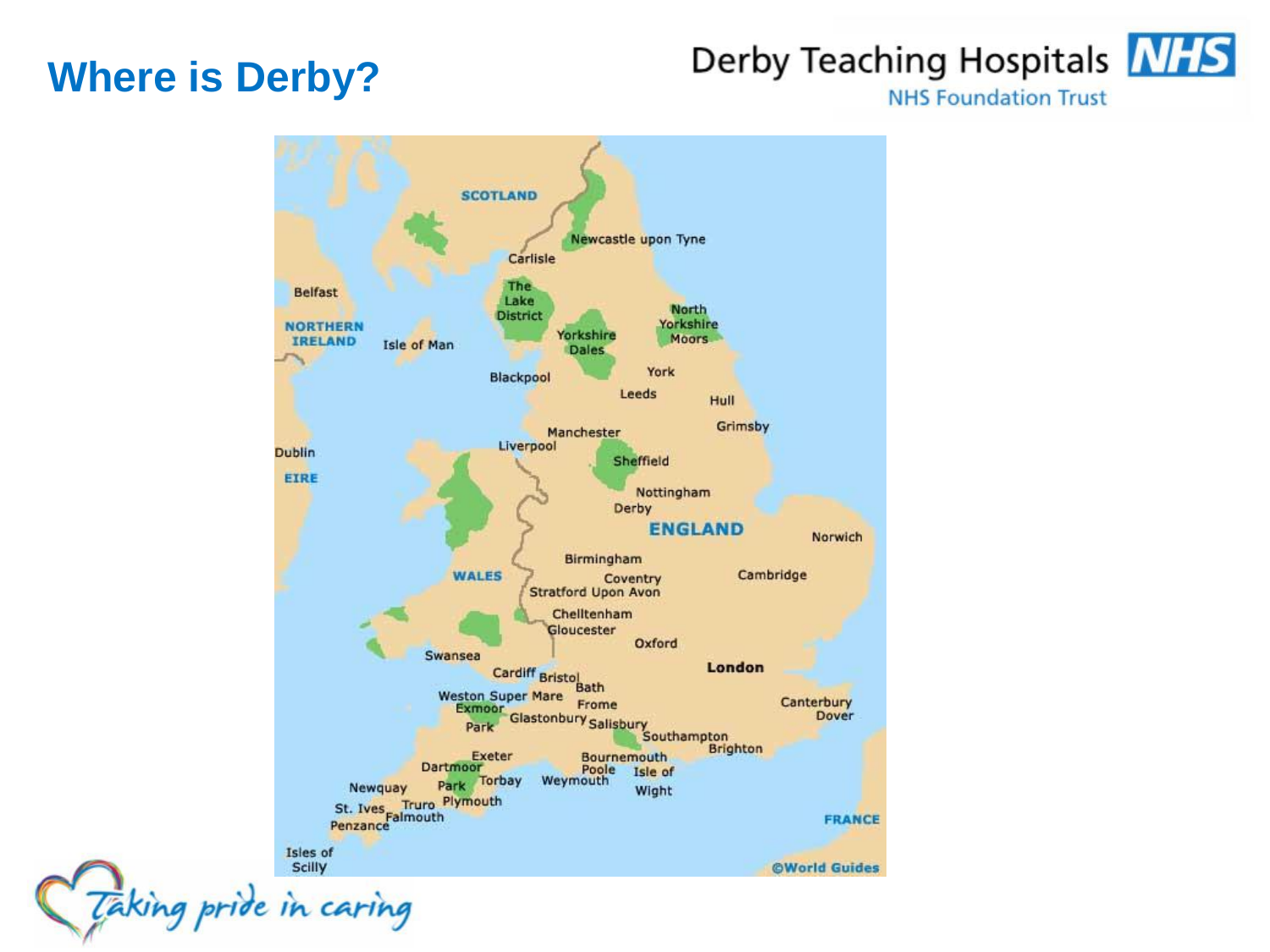# Where is Derby?

Derby Teaching Hospitals NHS Foundation Trust

SCOTLAND

Newcastle upon Tyne

Carlisle

The Lake District

Belfast

NORTHERN IRELAND

Isle of Man

Yorkshire Dales

North Yorkshire Moors

York

Blackpool

Leeds

Hull

Grimsby

Manchester

Liverpool

Dublin

EIRE

Sheffield

Nottingham

Derby

ENGLAND

Norwich

Birmingham

WALES

Coventry

Stratford Upon Avon

Cambridge

Chelltenham

Gloucester

Oxford

Swansea

London

Cardiff

Bristol

Bath

Weston Super Mare

Exmoor Park

Frome

Canterbury

Dover

Glastonbury

Salisbury

Southampton

Brighton

Exeter

Bournemouth

Poole

Dartmoor Park

Torbay

Weymouth

Isle of Wight

Newquay

Truro

Plymouth

St. Ives

Falmouth

Penzance

FRANCE

Isles of Scilly

©World Guides

Taking pride in caring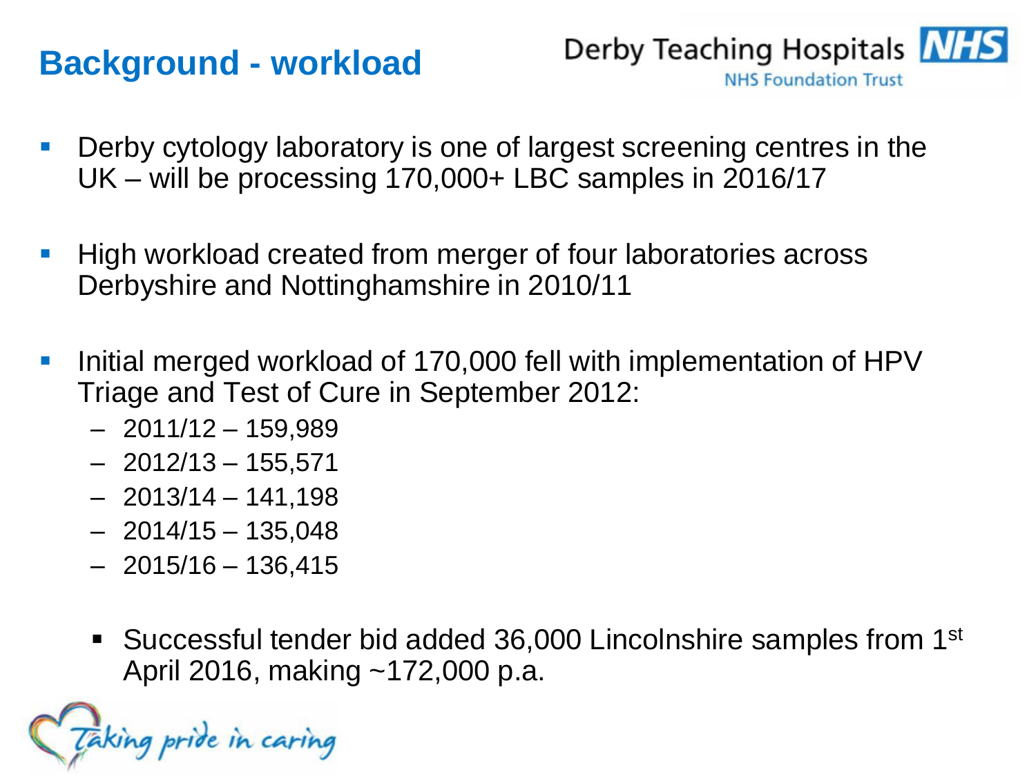# Background - workload

- Derby cytology laboratory is one of largest screening centres in the UK – will be processing 170,000+ LBC samples in 2016/17
- High workload created from merger of four laboratories across Derbyshire and Nottinghamshire in 2010/11
- Initial merged workload of 170,000 fell with implementation of HPV Triage and Test of Cure in September 2012:
  - 2011/12 – 159,989
  - 2012/13 – 155,571
  - 2013/14 – 141,198
  - 2014/15 – 135,048
  - 2015/16 – 136,415

  - Successful tender bid added 36,000 Lincolnshire samples from 1st April 2016, making ~172,000 p.a.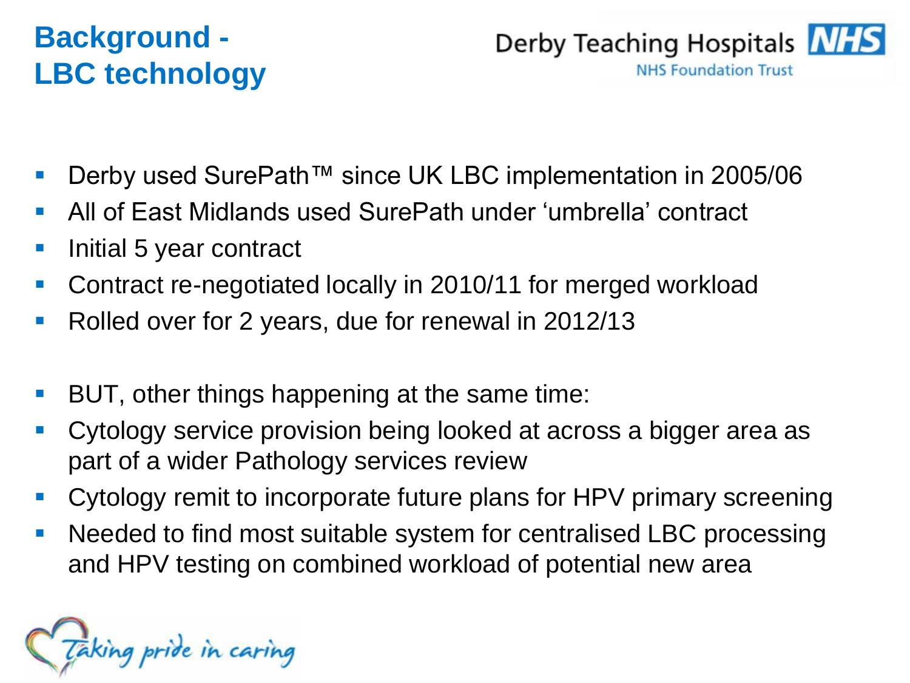# Background - LBC technology

- Derby used SurePath™ since UK LBC implementation in 2005/06
- All of East Midlands used SurePath under 'umbrella' contract
- Initial 5 year contract
- Contract re-negotiated locally in 2010/11 for merged workload
- Rolled over for 2 years, due for renewal in 2012/13

- BUT, other things happening at the same time:
- Cytology service provision being looked at across a bigger area as part of a wider Pathology services review
- Cytology remit to incorporate future plans for HPV primary screening
- Needed to find most suitable system for centralised LBC processing and HPV testing on combined workload of potential new area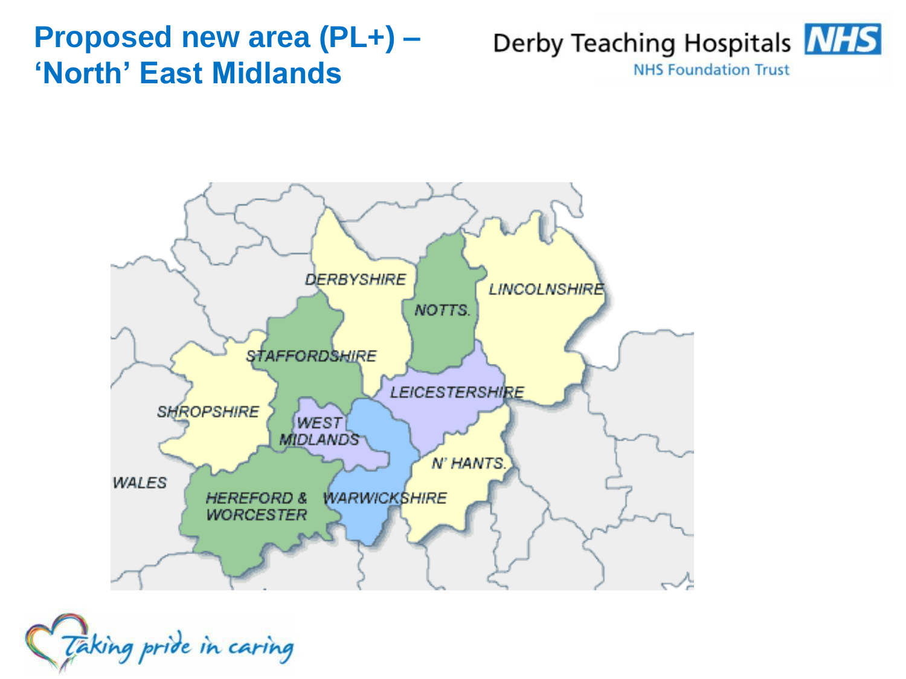# Proposed new area (PL+) – 'North' East Midlands

DERBYSHIRE

NOTTS.

LINCOLNSHIRE

STAFFORDSHIRE

LEICESTERSHIRE

SHROPSHIRE

WEST MIDLANDS

N' HANTS.

WALES

HEREFORD & WORCESTER

WARWICKSHIRE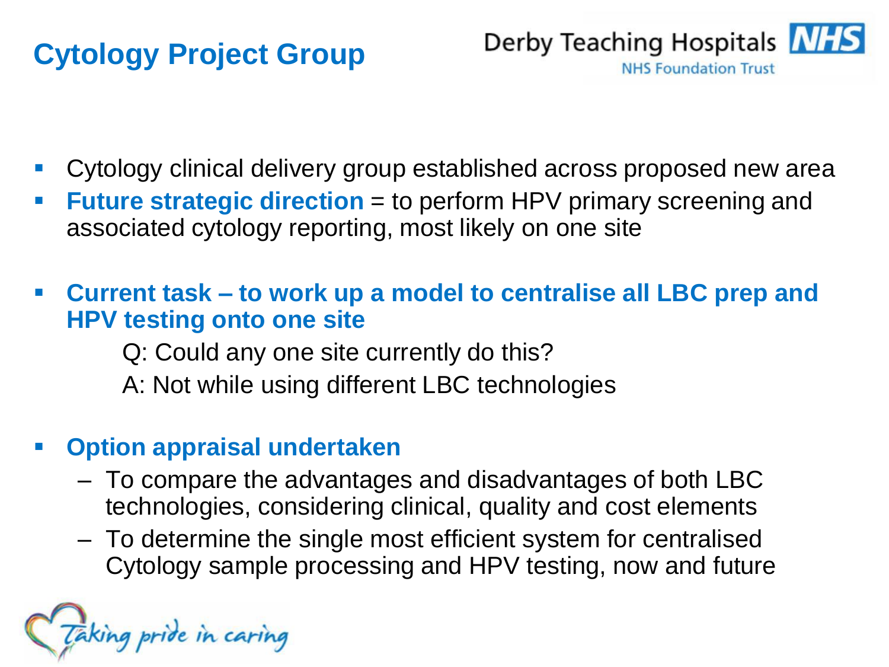# Cytology Project Group

- Cytology clinical delivery group established across proposed new area
- **Future strategic direction** = to perform HPV primary screening and associated cytology reporting, most likely on one site

- **Current task – to work up a model to centralise all LBC prep and HPV testing onto one site**

  Q: Could any one site currently do this?

  A: Not while using different LBC technologies

- **Option appraisal undertaken**
  - To compare the advantages and disadvantages of both LBC technologies, considering clinical, quality and cost elements
  - To determine the single most efficient system for centralised Cytology sample processing and HPV testing, now and future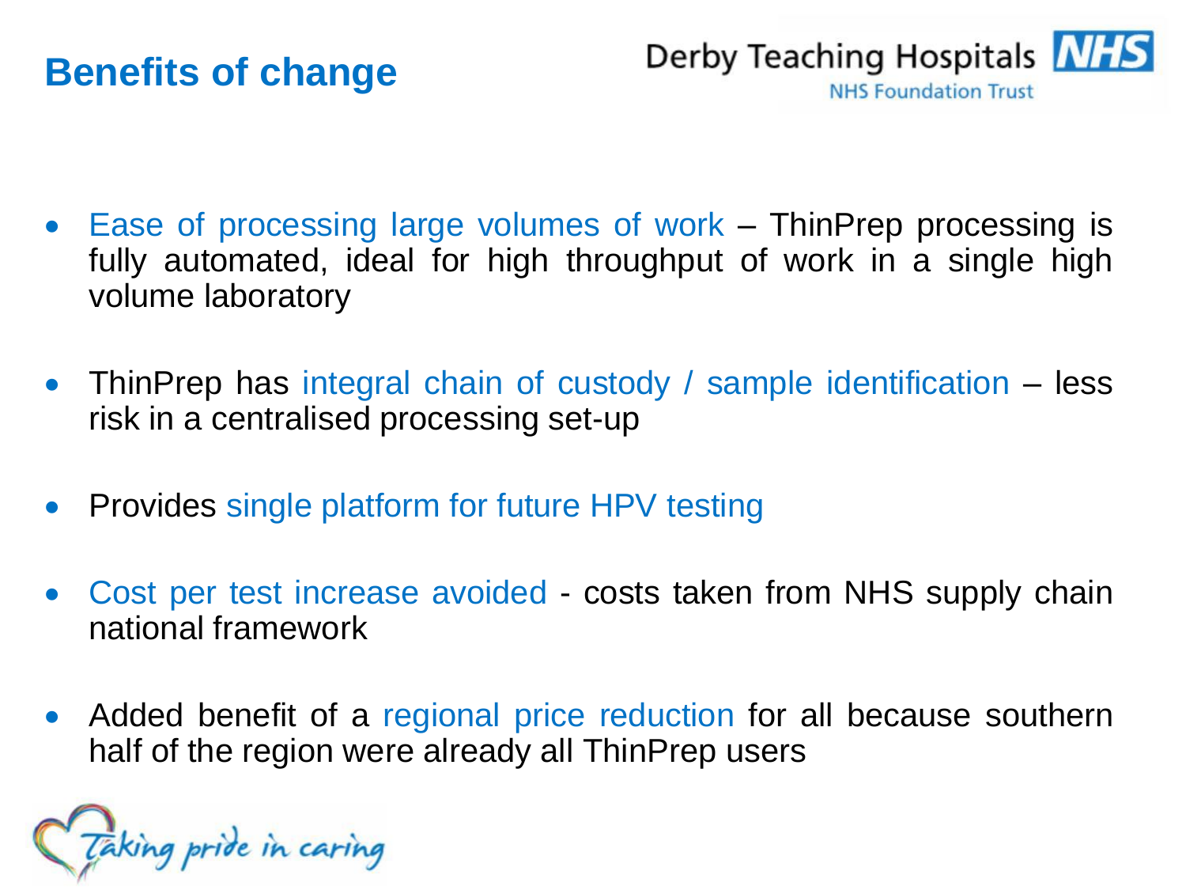# Benefits of change

- Ease of processing large volumes of work – ThinPrep processing is fully automated, ideal for high throughput of work in a single high volume laboratory

- ThinPrep has integral chain of custody / sample identification – less risk in a centralised processing set-up

- Provides single platform for future HPV testing

- Cost per test increase avoided - costs taken from NHS supply chain national framework

- Added benefit of a regional price reduction for all because southern half of the region were already all ThinPrep users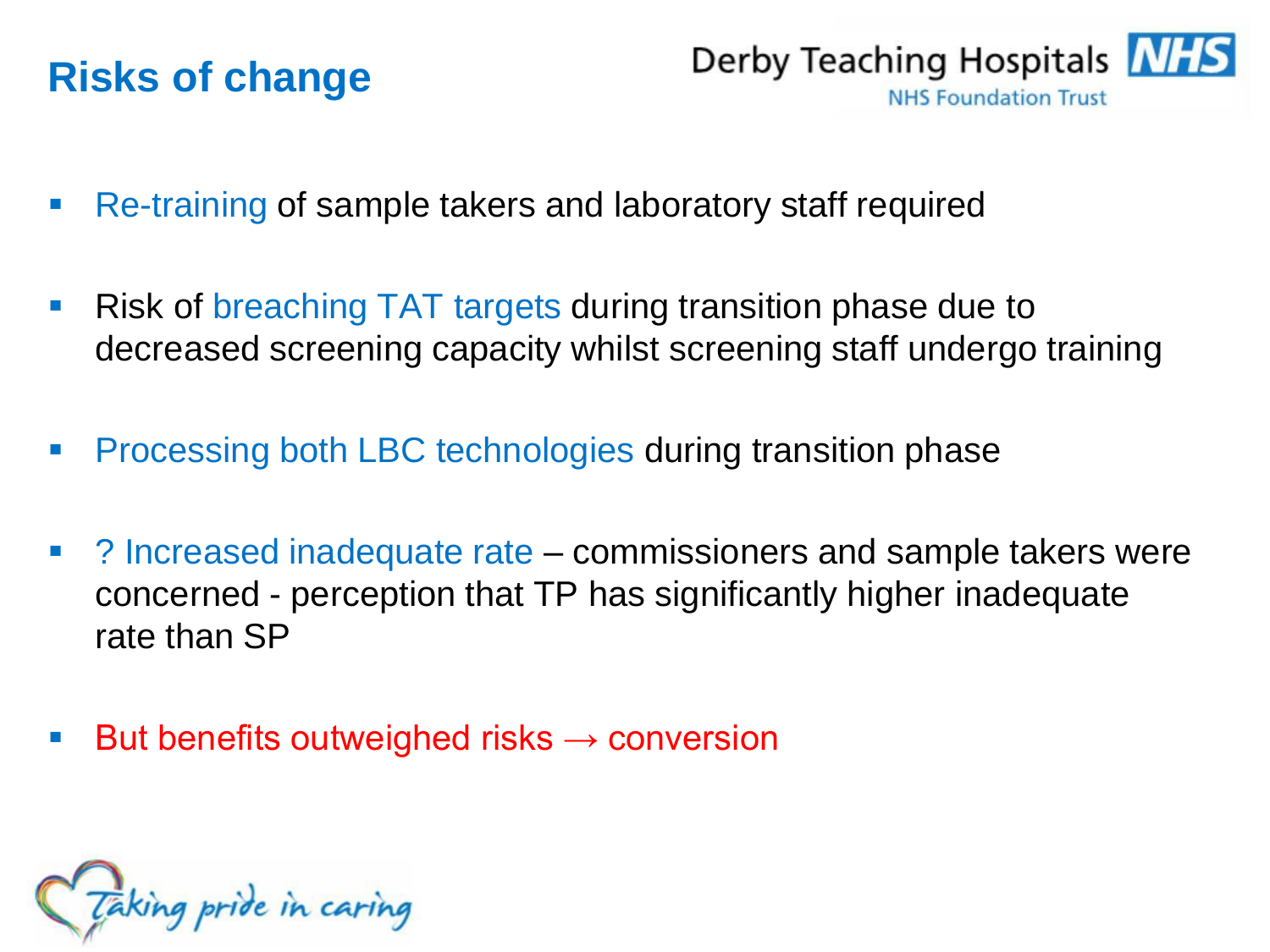# Risks of change

- Re-training of sample takers and laboratory staff required
- Risk of breaching TAT targets during transition phase due to decreased screening capacity whilst screening staff undergo training
- Processing both LBC technologies during transition phase
- ? Increased inadequate rate – commissioners and sample takers were concerned - perception that TP has significantly higher inadequate rate than SP
- But benefits outweighed risks → conversion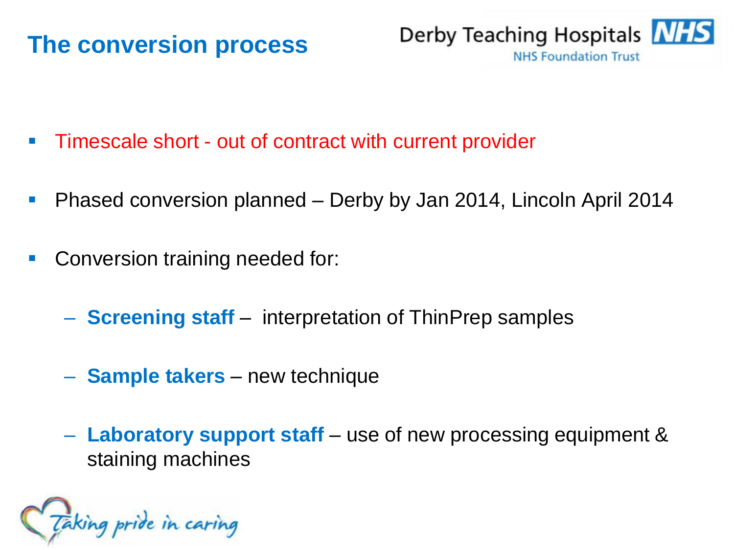# The conversion process

- Timescale short - out of contract with current provider
- Phased conversion planned – Derby by Jan 2014, Lincoln April 2014
- Conversion training needed for:
  - **Screening staff** – interpretation of ThinPrep samples
  - **Sample takers** – new technique
  - **Laboratory support staff** – use of new processing equipment & staining machines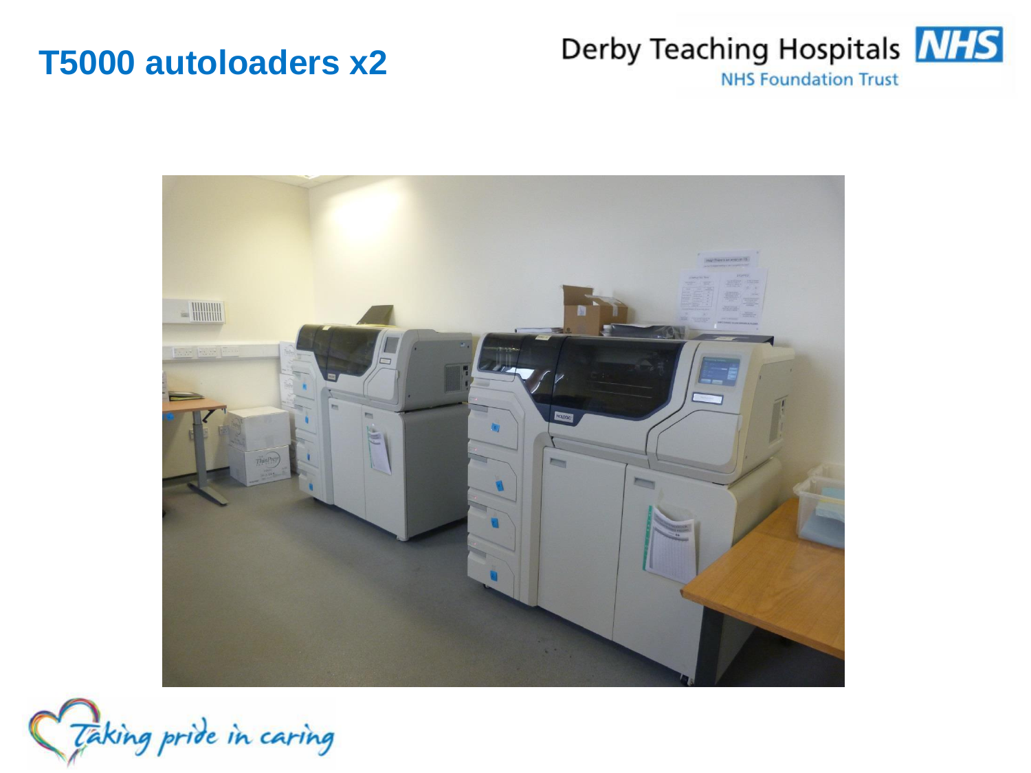# T5000 autoloaders x2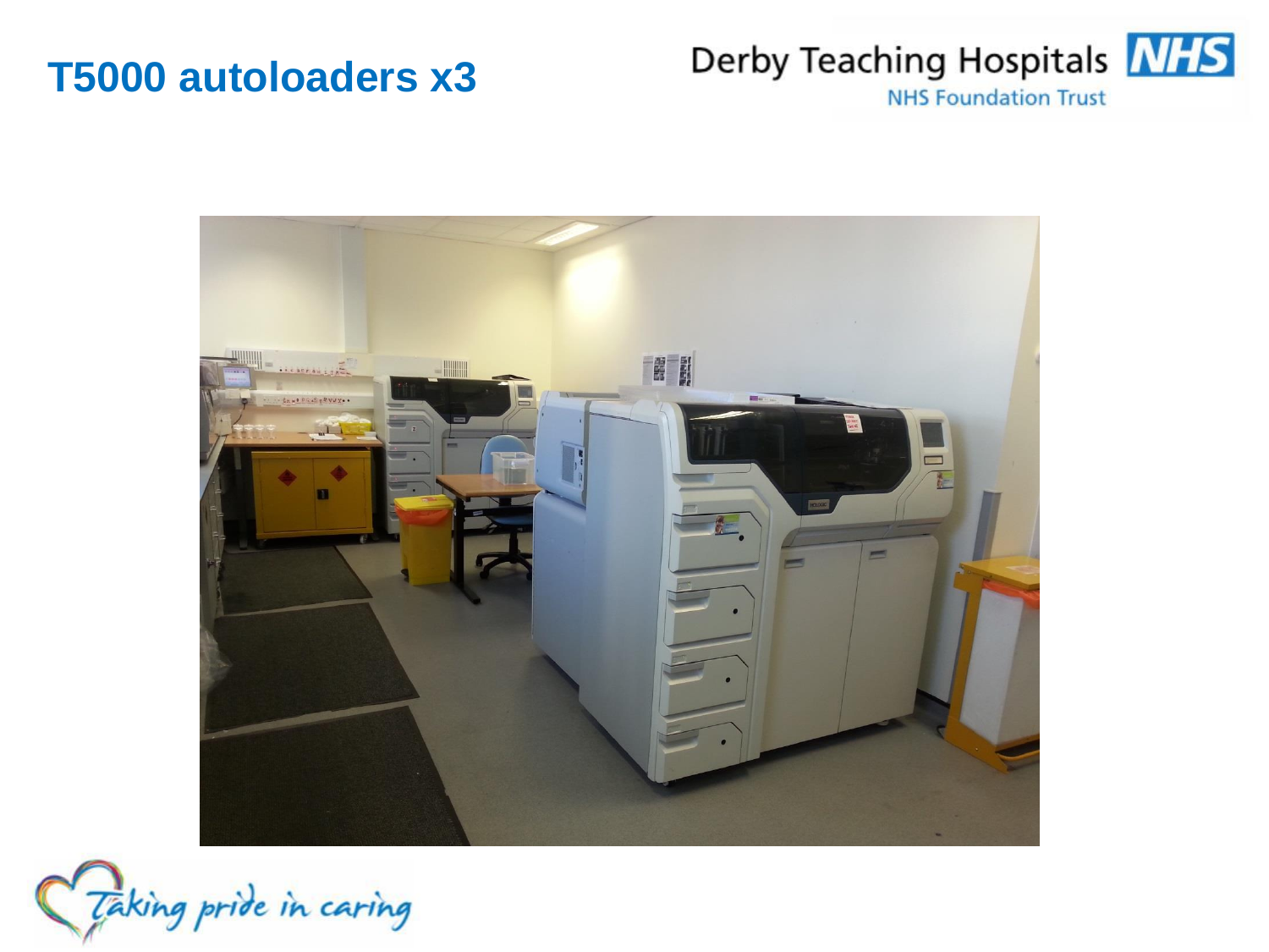# T5000 autoloaders x3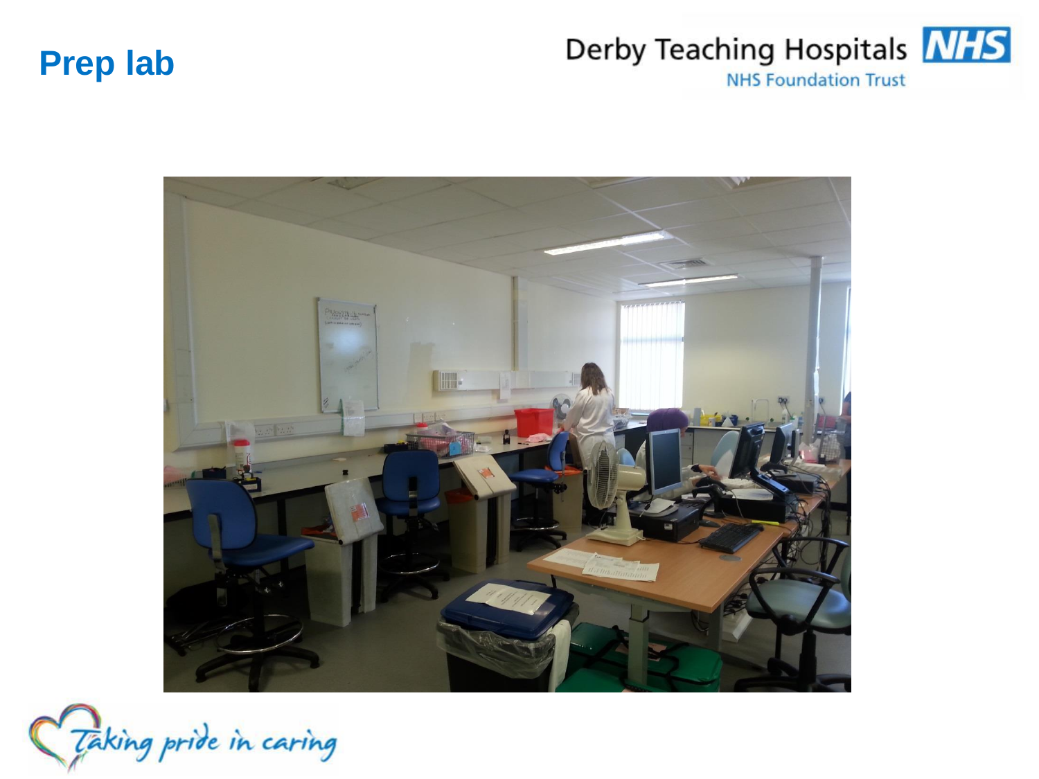# Prep lab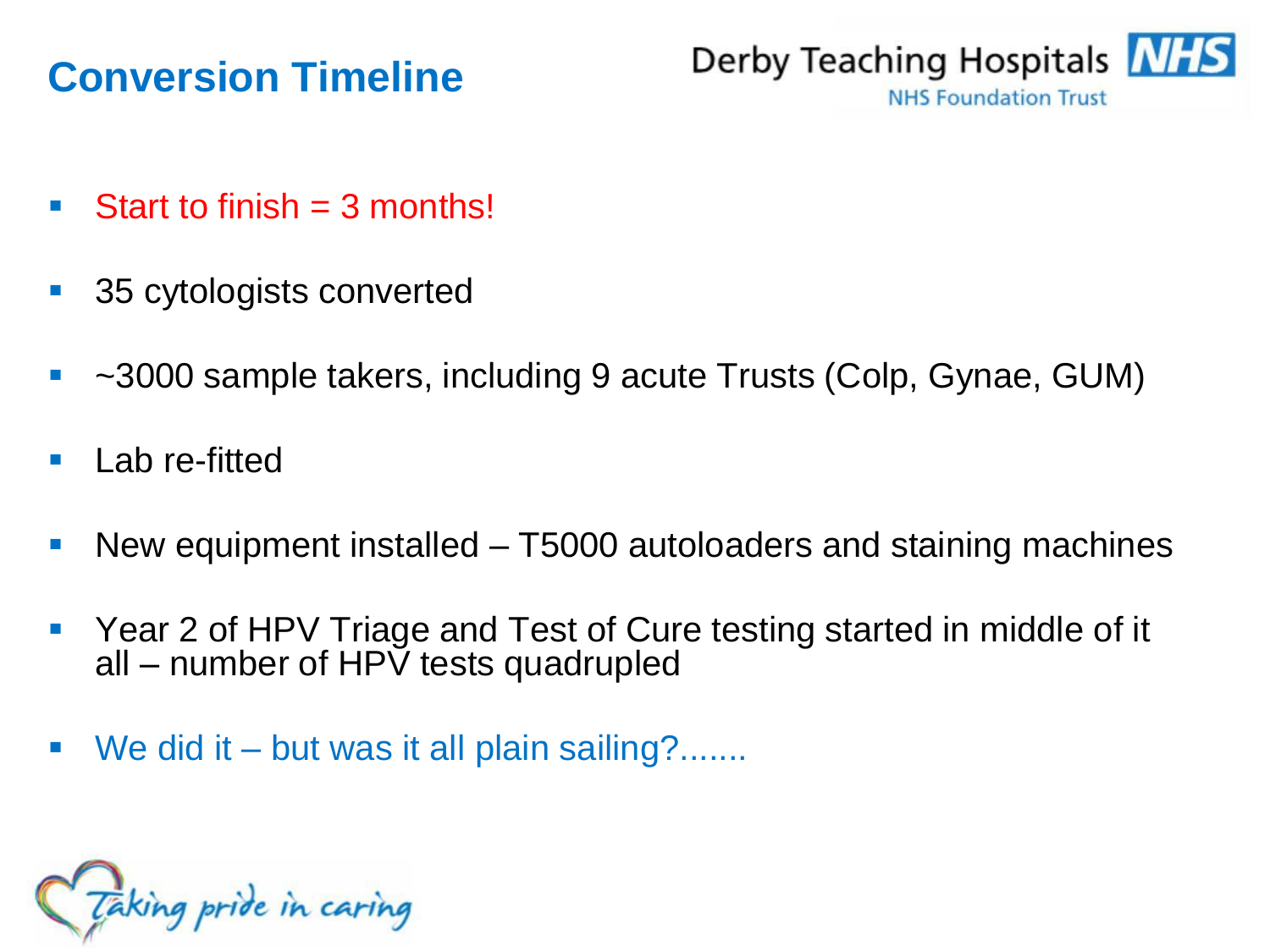# Conversion Timeline

- Start to finish = 3 months!
- 35 cytologists converted
- ~3000 sample takers, including 9 acute Trusts (Colp, Gynae, GUM)
- Lab re-fitted
- New equipment installed – T5000 autoloaders and staining machines
- Year 2 of HPV Triage and Test of Cure testing started in middle of it all – number of HPV tests quadrupled
- We did it – but was it all plain sailing?.......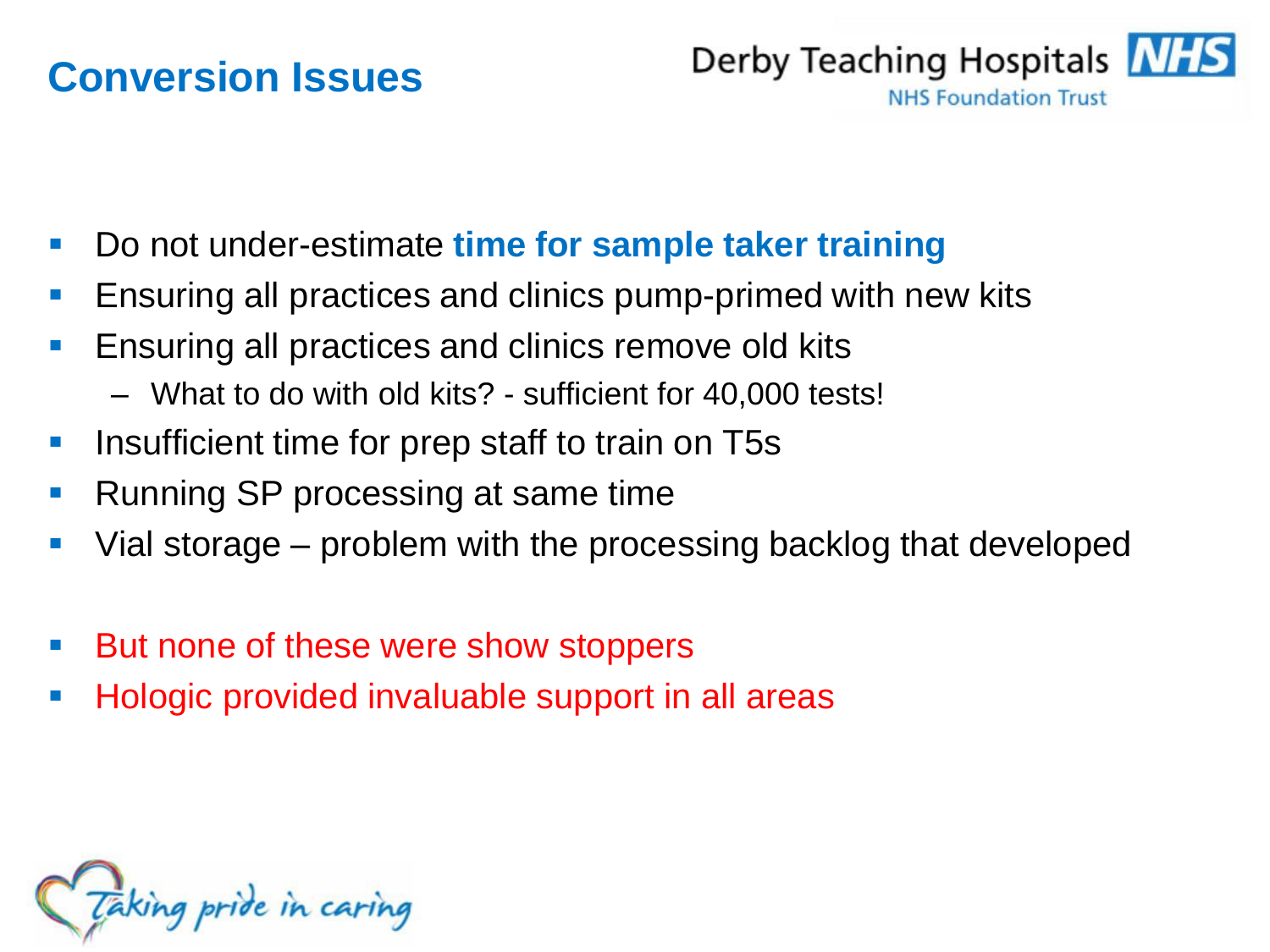# Conversion Issues

- Do not under-estimate **time for sample taker training**
- Ensuring all practices and clinics pump-primed with new kits
- Ensuring all practices and clinics remove old kits
  - What to do with old kits? - sufficient for 40,000 tests!
- Insufficient time for prep staff to train on T5s
- Running SP processing at same time
- Vial storage – problem with the processing backlog that developed

- But none of these were show stoppers
- Hologic provided invaluable support in all areas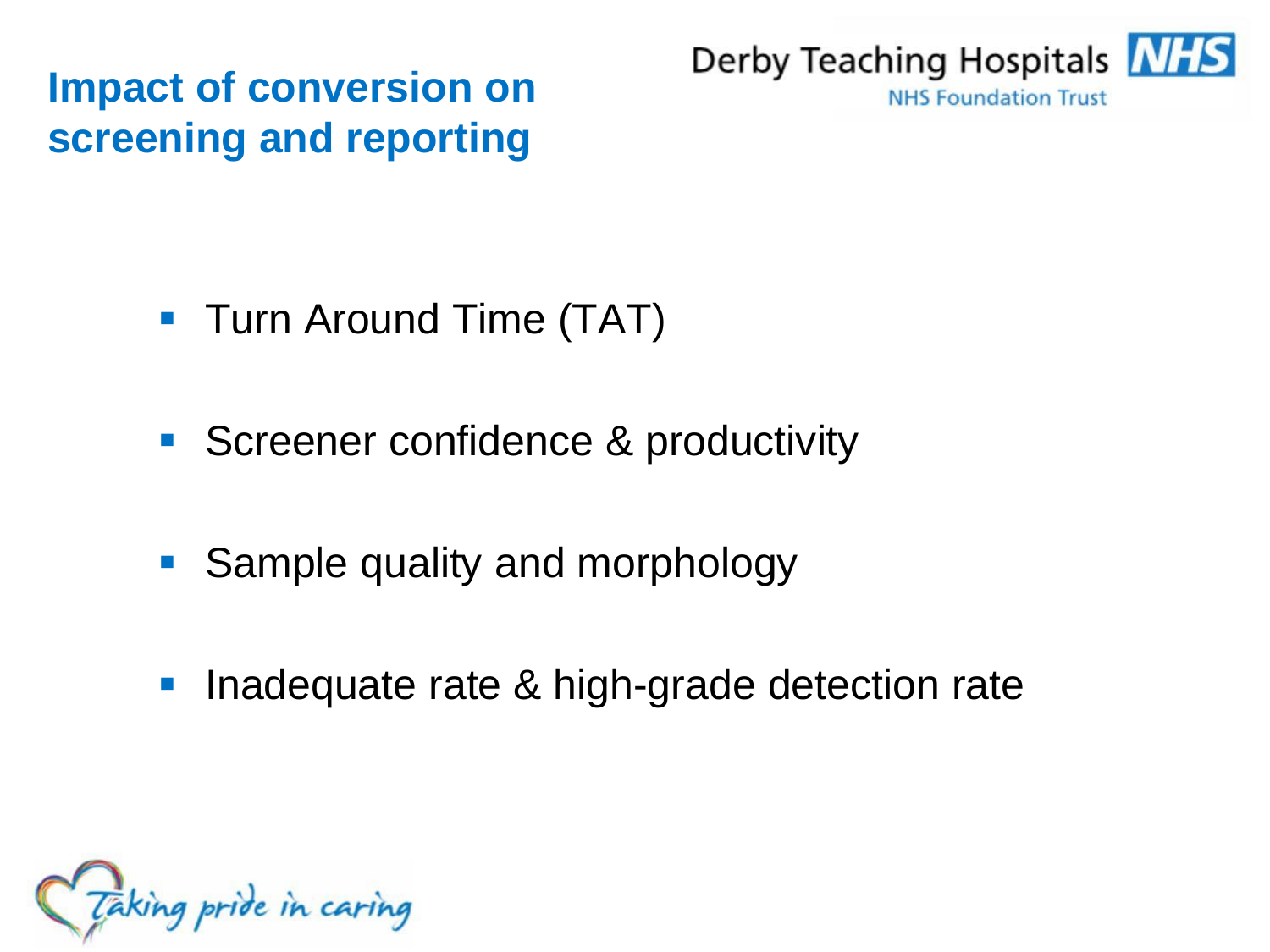# Impact of conversion on screening and reporting

- Turn Around Time (TAT)
- Screener confidence & productivity
- Sample quality and morphology
- Inadequate rate & high-grade detection rate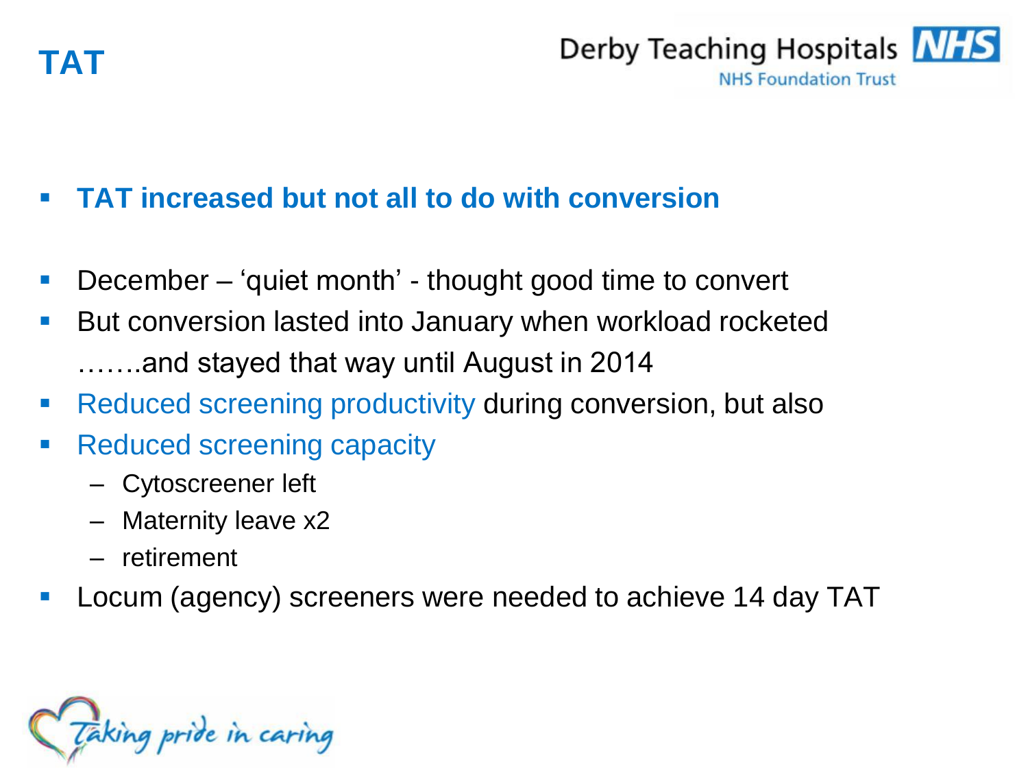# TAT

- **TAT increased but not all to do with conversion**

- December – 'quiet month' - thought good time to convert
- But conversion lasted into January when workload rocketed …….and stayed that way until August in 2014
- Reduced screening productivity during conversion, but also
- Reduced screening capacity
  - Cytoscreener left
  - Maternity leave x2
  - retirement
- Locum (agency) screeners were needed to achieve 14 day TAT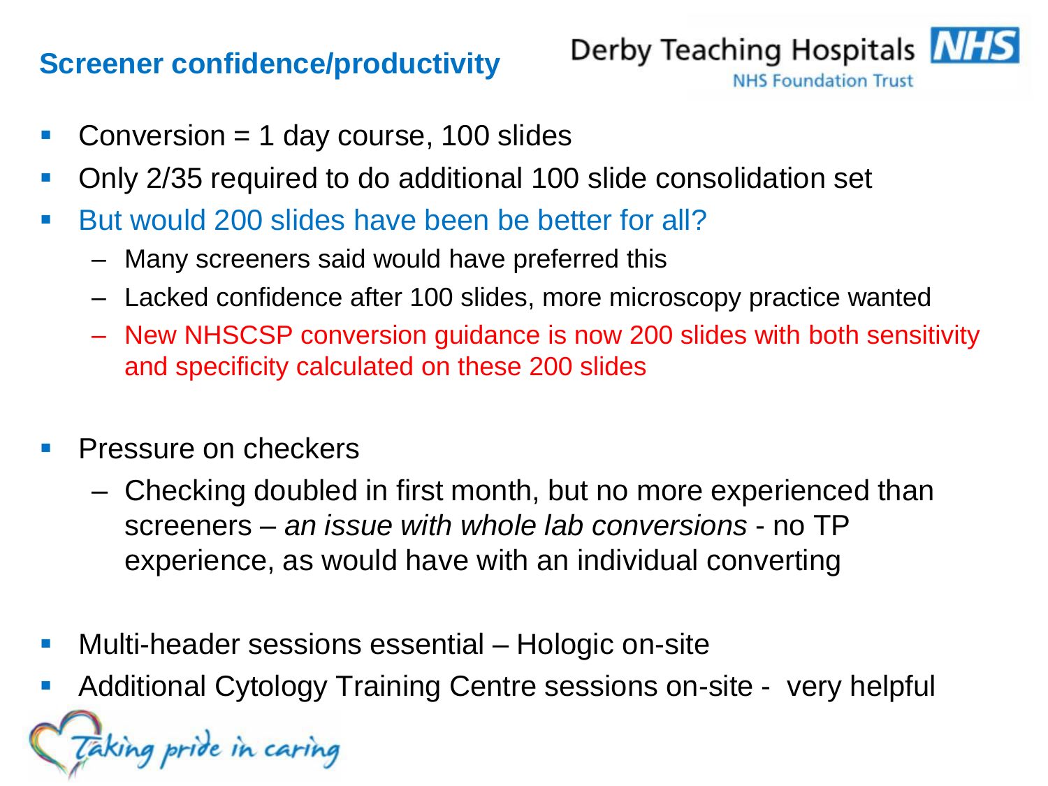## Screener confidence/productivity

- Conversion = 1 day course, 100 slides
- Only 2/35 required to do additional 100 slide consolidation set
- But would 200 slides have been be better for all?
  - Many screeners said would have preferred this
  - Lacked confidence after 100 slides, more microscopy practice wanted
  - New NHSCSP conversion guidance is now 200 slides with both sensitivity and specificity calculated on these 200 slides

- Pressure on checkers
  - Checking doubled in first month, but no more experienced than screeners – *an issue with whole lab conversions* - no TP experience, as would have with an individual converting

- Multi-header sessions essential – Hologic on-site
- Additional Cytology Training Centre sessions on-site - very helpful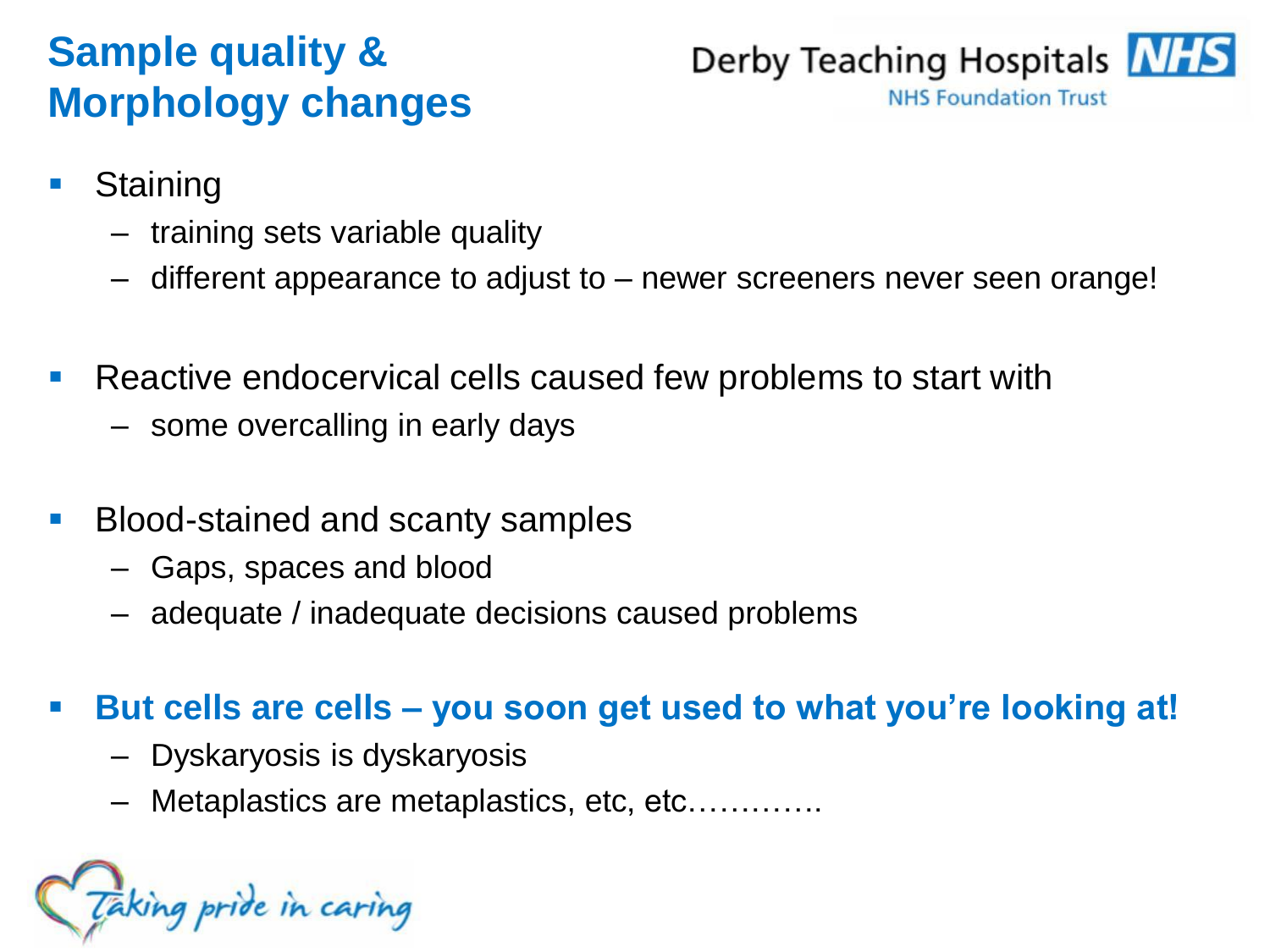# Sample quality & Morphology changes

- Staining
  - training sets variable quality
  - different appearance to adjust to – newer screeners never seen orange!

- Reactive endocervical cells caused few problems to start with
  - some overcalling in early days

- Blood-stained and scanty samples
  - Gaps, spaces and blood
  - adequate / inadequate decisions caused problems

- **But cells are cells – you soon get used to what you're looking at!**
  - Dyskaryosis is dyskaryosis
  - Metaplastics are metaplastics, etc, etc…………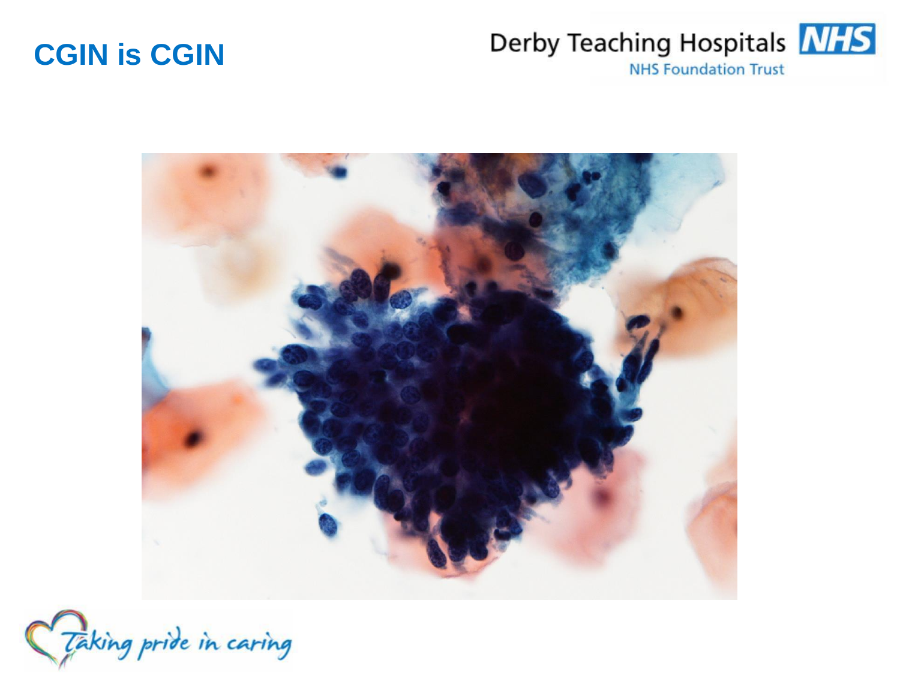# CGIN is CGIN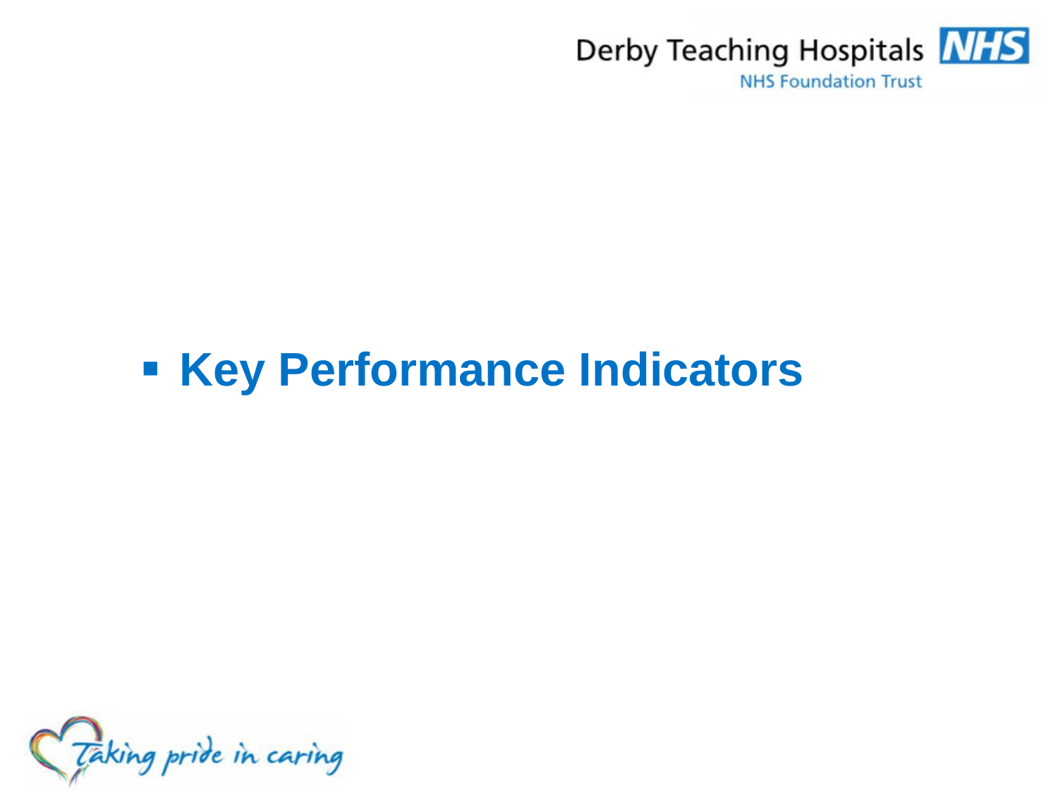- **Key Performance Indicators**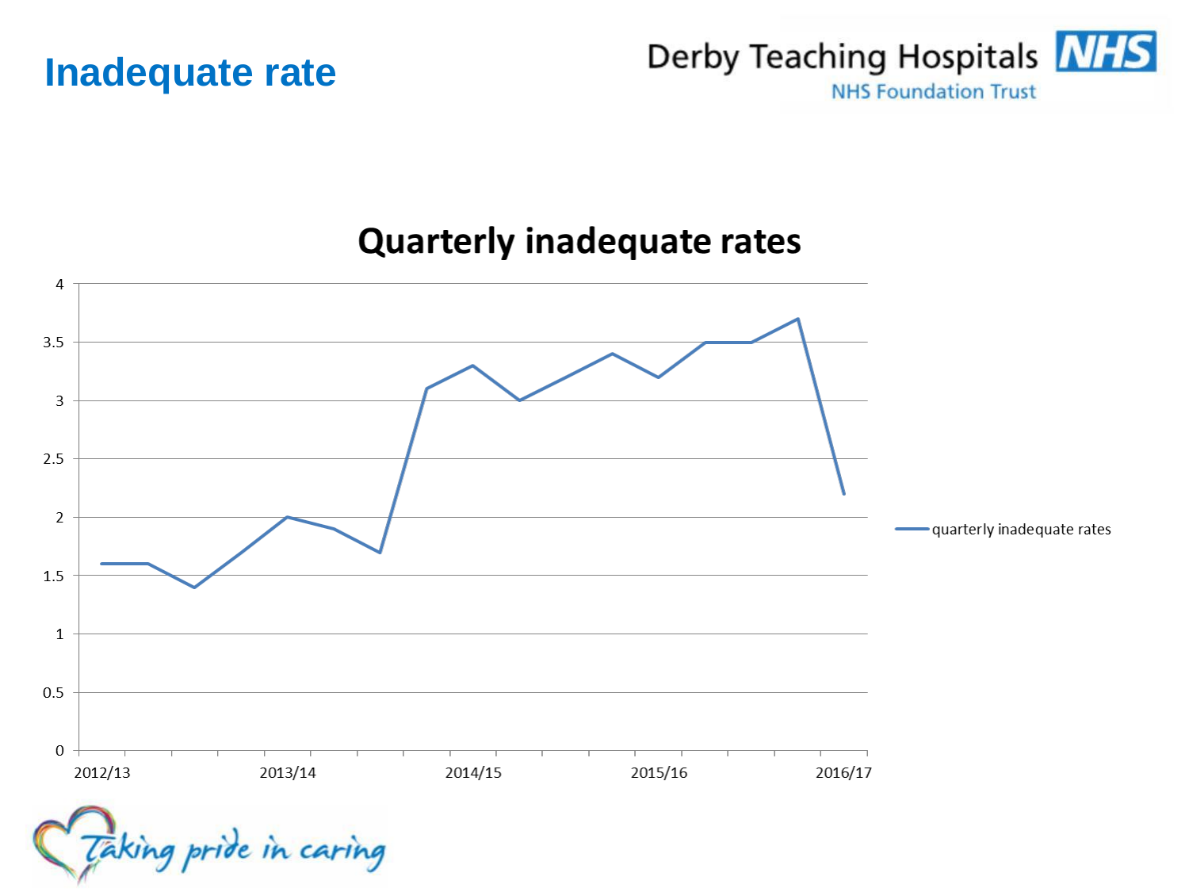# Inadequate rate

Derby Teaching Hospitals NHS Foundation Trust

## Quarterly inadequate rates

| Quarter | quarterly inadequate rates |
|---|---|
| 2012/13 Q1 | 1.6 |
| 2012/13 Q2 | 1.6 |
| 2012/13 Q3 | 1.4 |
| 2012/13 Q4 | 1.7 |
| 2013/14 Q1 | 2.0 |
| 2013/14 Q2 | 1.9 |
| 2013/14 Q3 | 1.7 |
| 2013/14 Q4 | 3.1 |
| 2014/15 Q1 | 3.3 |
| 2014/15 Q2 | 3.0 |
| 2014/15 Q3 | 3.2 |
| 2014/15 Q4 | 3.4 |
| 2015/16 Q1 | 3.2 |
| 2015/16 Q2 | 3.5 |
| 2015/16 Q3 | 3.5 |
| 2015/16 Q4 | 3.7 |
| 2016/17 Q1 | 2.2 |

Taking pride in caring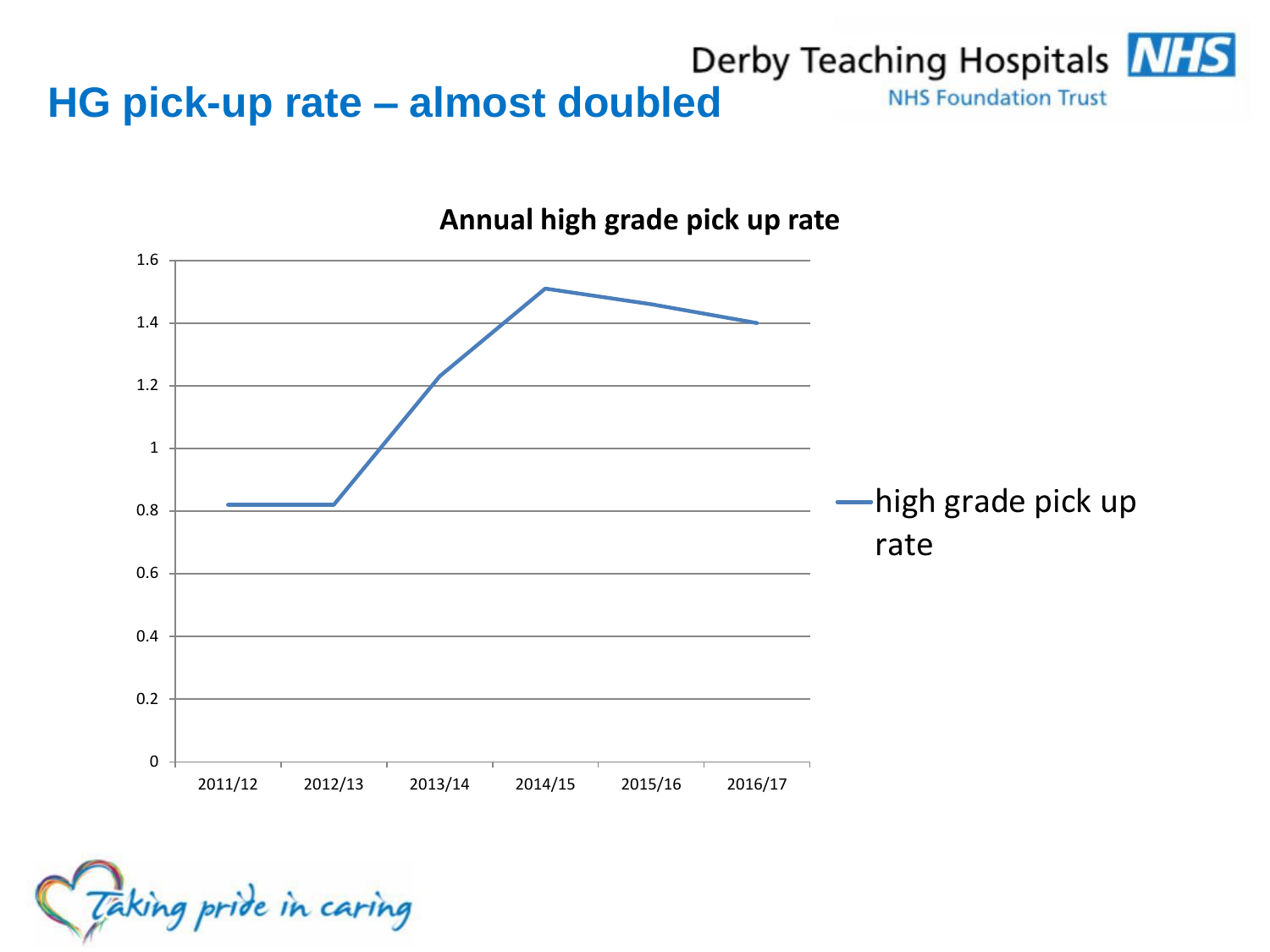# HG pick-up rate – almost doubled

**Annual high grade pick up rate**

| Year | high grade pick up rate |
| --- | --- |
| 2011/12 | 0.82 |
| 2012/13 | 0.82 |
| 2013/14 | 1.23 |
| 2014/15 | 1.51 |
| 2015/16 | 1.46 |
| 2016/17 | 1.4 |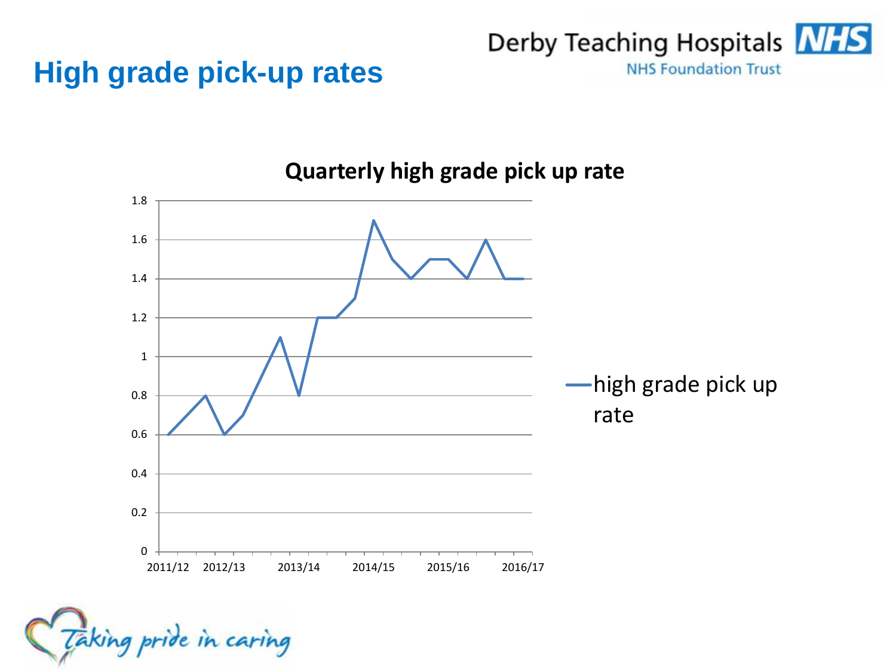# High grade pick-up rates

**Quarterly high grade pick up rate**

| Year | | | | |
|---|---|---|---|---|
| 2011/12 | 0.6 | 0.7 | 0.8 | 0.6 |
| 2012/13 | 0.7 | 0.9 | 1.1 | 0.8 |
| 2013/14 | 1.2 | 1.2 | 1.3 | 1.7 |
| 2014/15 | 1.5 | 1.4 | 1.5 | 1.5 |
| 2015/16 | 1.4 | 1.6 | 1.4 | 1.4 |

— high grade pick up rate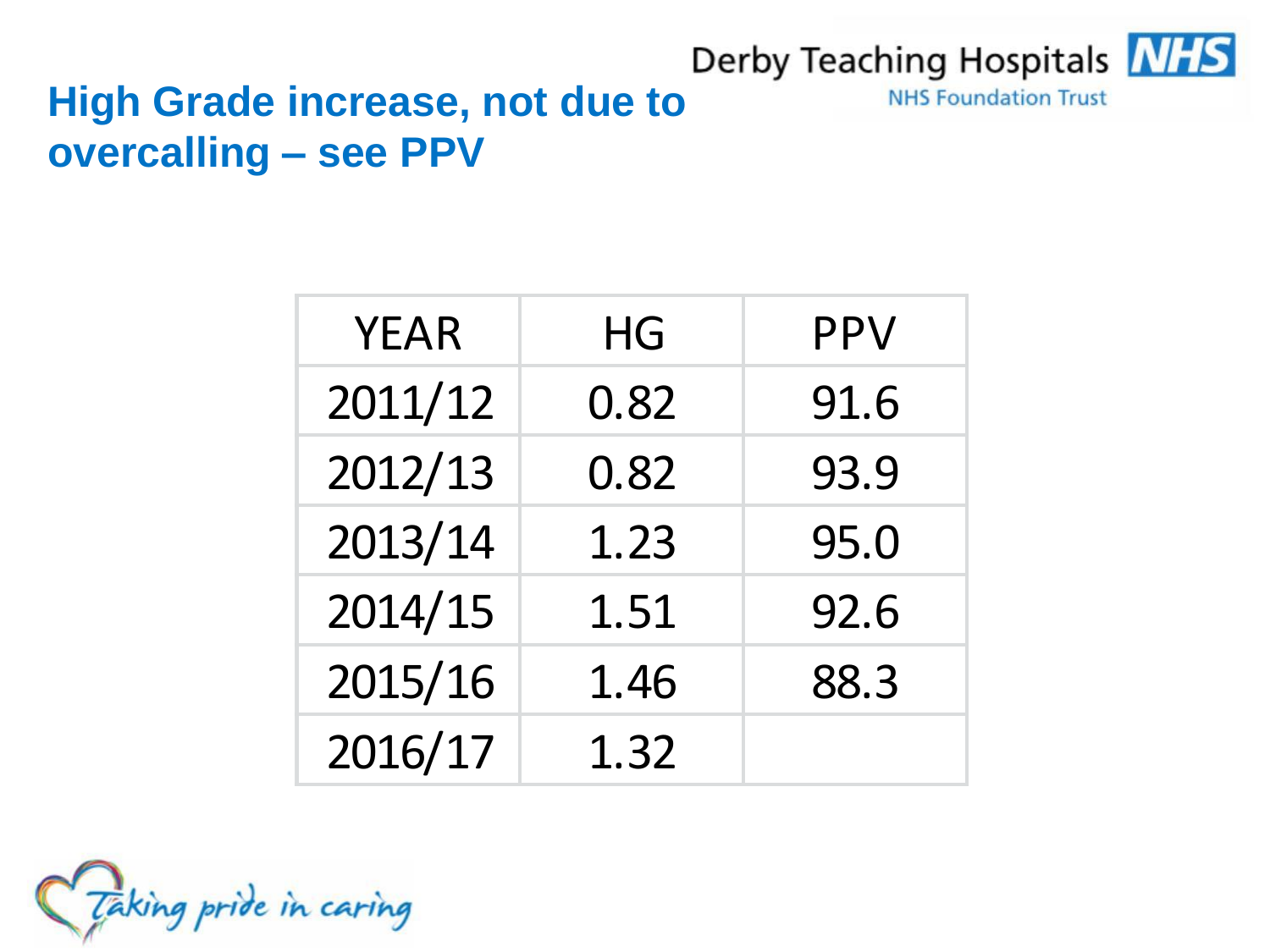## High Grade increase, not due to overcalling – see PPV

| YEAR | HG | PPV |
|---|---|---|
| 2011/12 | 0.82 | 91.6 |
| 2012/13 | 0.82 | 93.9 |
| 2013/14 | 1.23 | 95.0 |
| 2014/15 | 1.51 | 92.6 |
| 2015/16 | 1.46 | 88.3 |
| 2016/17 | 1.32 | |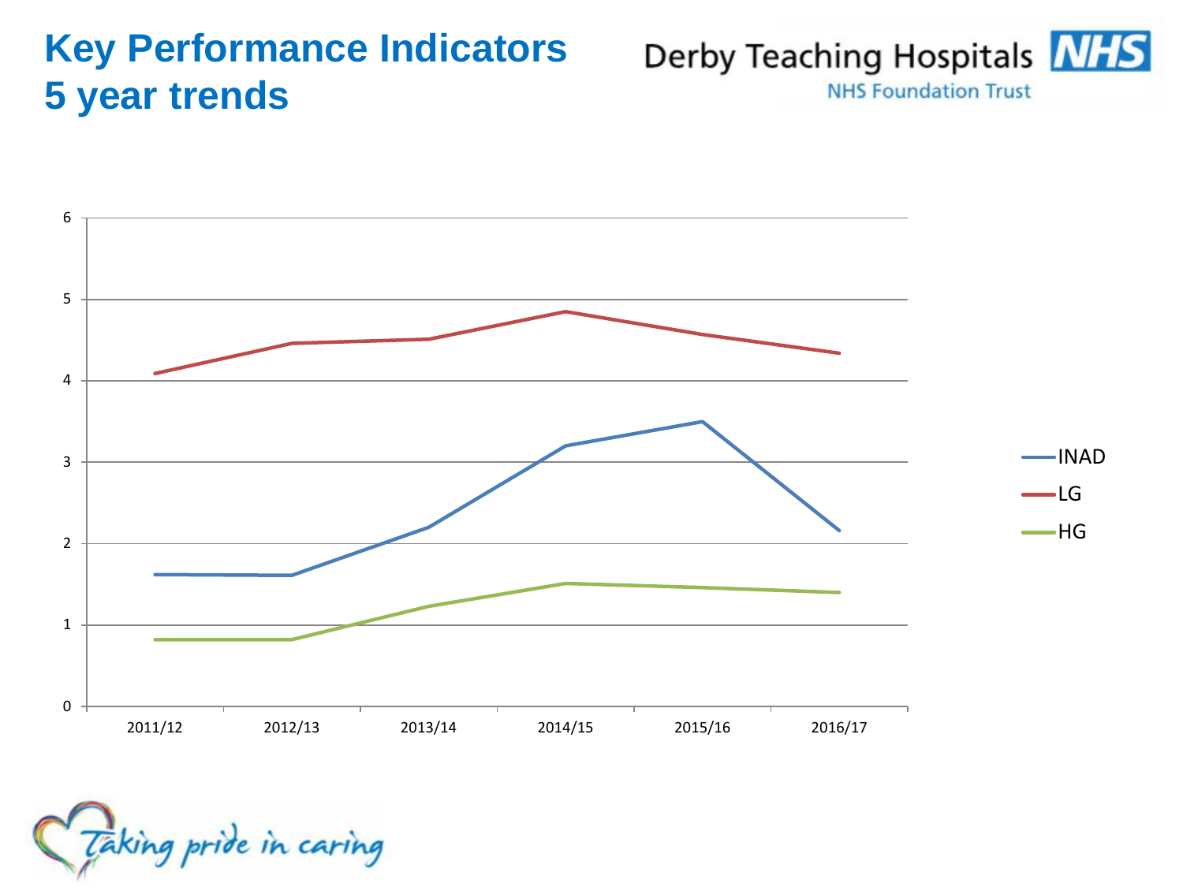# Key Performance Indicators
# 5 year trends

Derby Teaching Hospitals NHS
NHS Foundation Trust

Legend: INAD, LG, HG

Y-axis: 0, 1, 2, 3, 4, 5, 6

X-axis: 2011/12, 2012/13, 2013/14, 2014/15, 2015/16, 2016/17

Taking pride in caring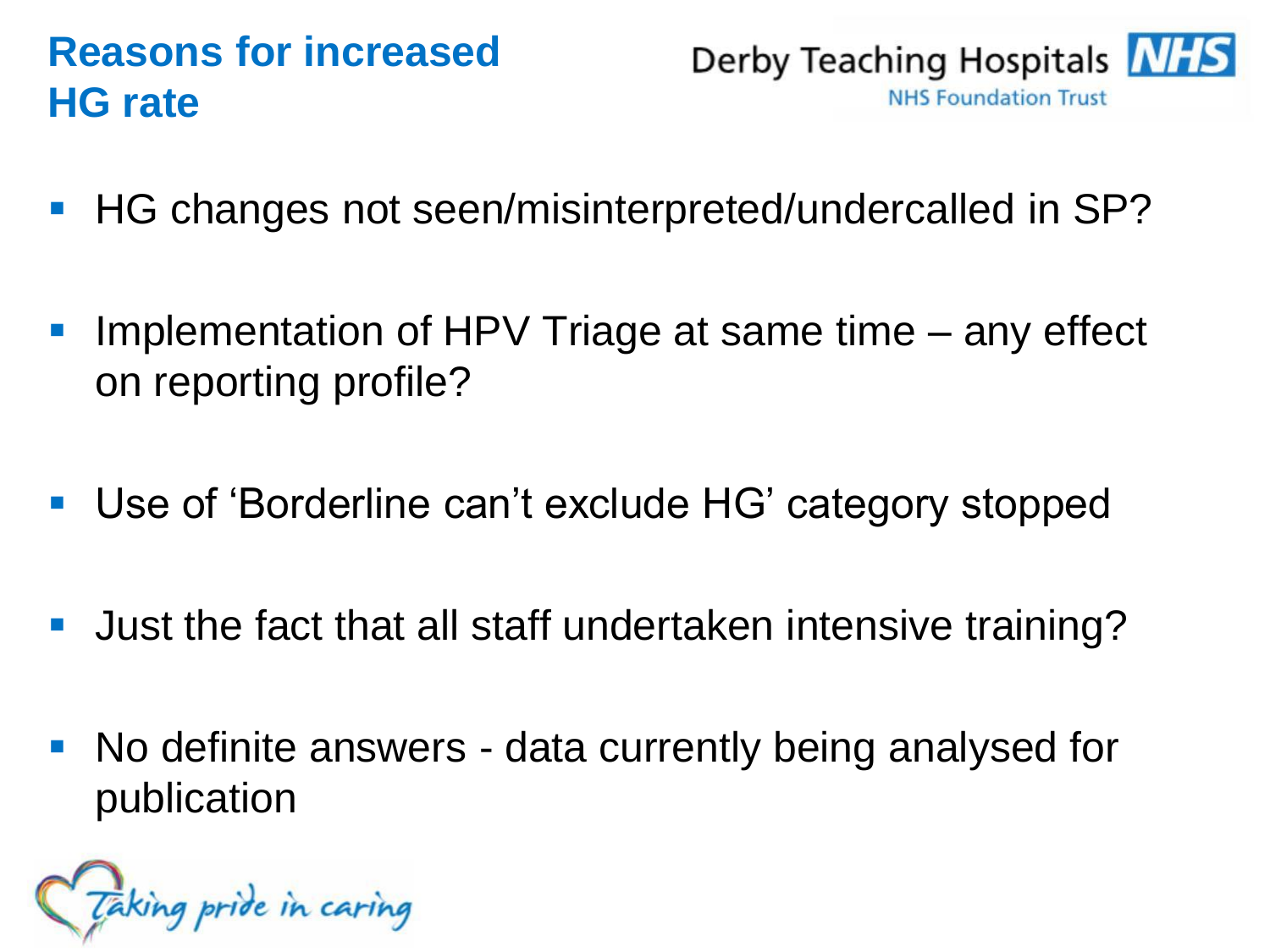# Reasons for increased HG rate

- HG changes not seen/misinterpreted/undercalled in SP?
- Implementation of HPV Triage at same time – any effect on reporting profile?
- Use of 'Borderline can't exclude HG' category stopped
- Just the fact that all staff undertaken intensive training?
- No definite answers - data currently being analysed for publication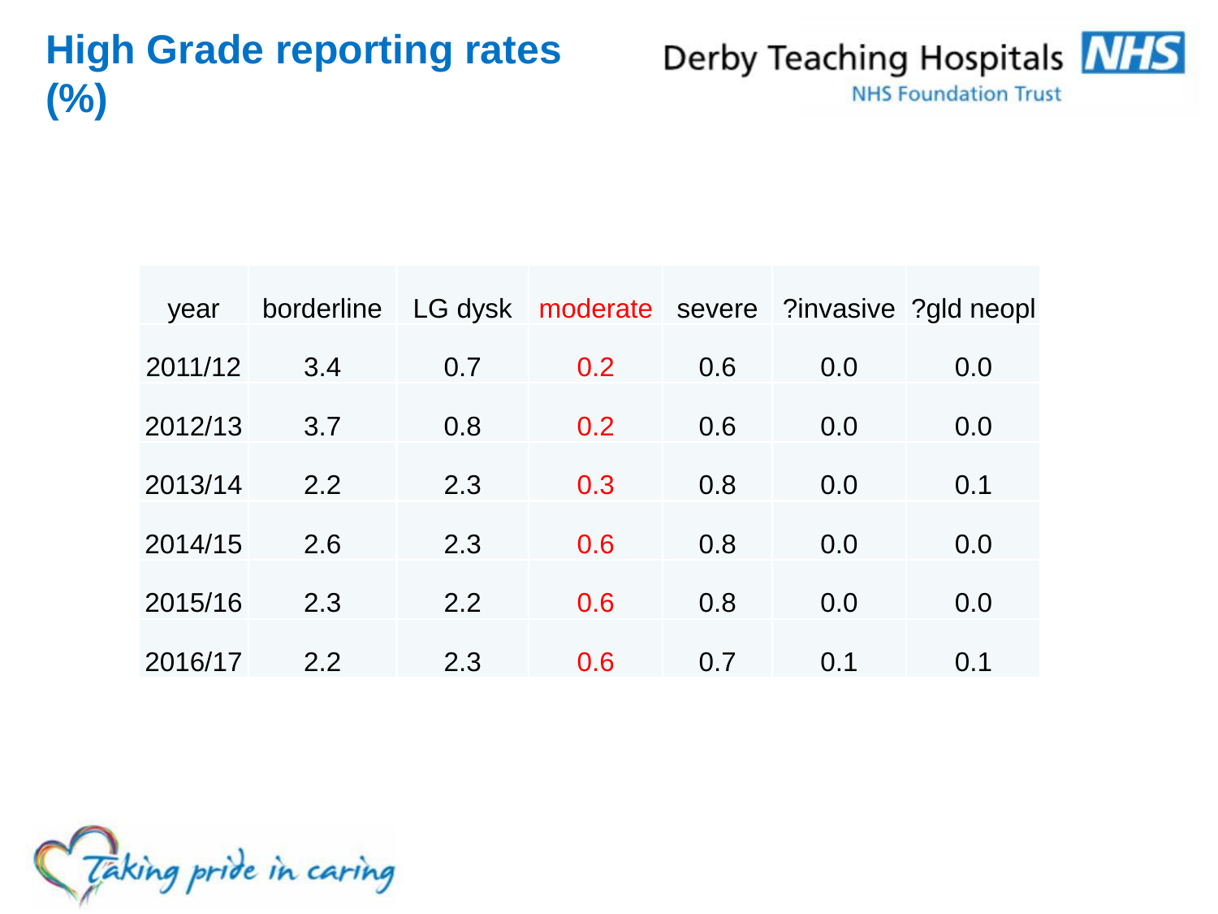# High Grade reporting rates (%)

| year | borderline | LG dysk | moderate | severe | ?invasive | ?gld neopl |
|---|---|---|---|---|---|---|
| 2011/12 | 3.4 | 0.7 | 0.2 | 0.6 | 0.0 | 0.0 |
| 2012/13 | 3.7 | 0.8 | 0.2 | 0.6 | 0.0 | 0.0 |
| 2013/14 | 2.2 | 2.3 | 0.3 | 0.8 | 0.0 | 0.1 |
| 2014/15 | 2.6 | 2.3 | 0.6 | 0.8 | 0.0 | 0.0 |
| 2015/16 | 2.3 | 2.2 | 0.6 | 0.8 | 0.0 | 0.0 |
| 2016/17 | 2.2 | 2.3 | 0.6 | 0.7 | 0.1 | 0.1 |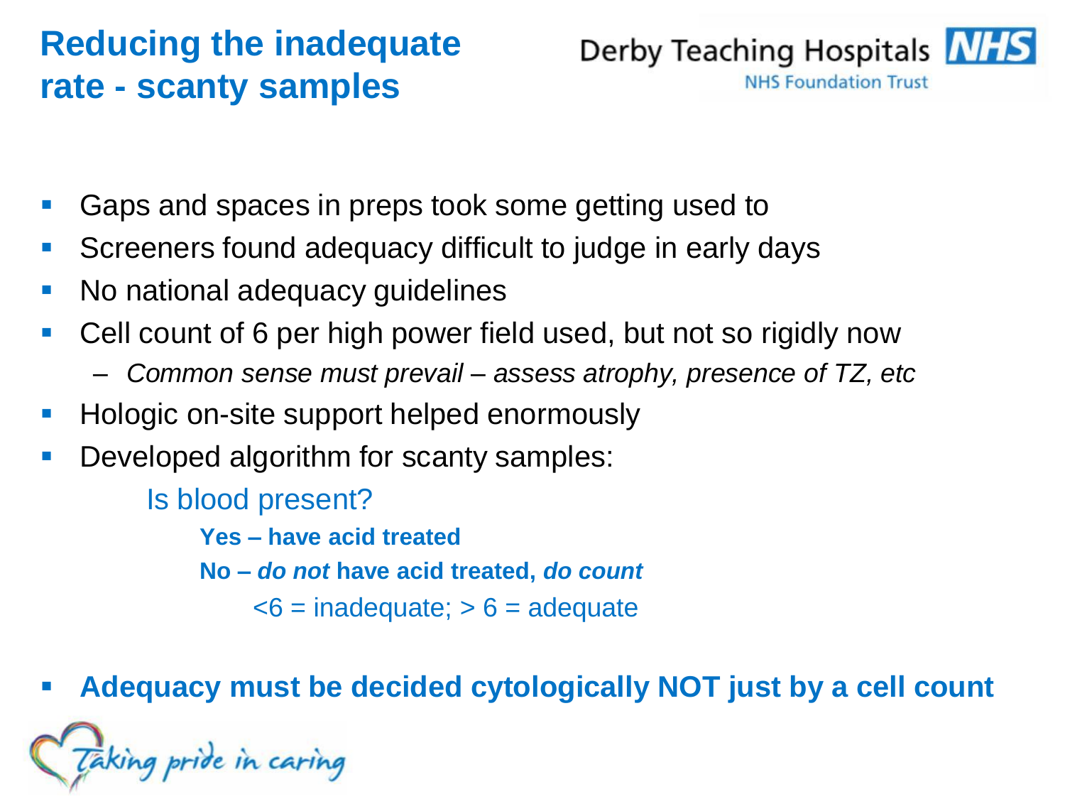# Reducing the inadequate rate - scanty samples

- Gaps and spaces in preps took some getting used to
- Screeners found adequacy difficult to judge in early days
- No national adequacy guidelines
- Cell count of 6 per high power field used, but not so rigidly now
  - *Common sense must prevail – assess atrophy, presence of TZ, etc*
- Hologic on-site support helped enormously
- Developed algorithm for scanty samples:

  Is blood present?

  **Yes – have acid treated**

  **No – *do not* have acid treated, *do count***

  <6 = inadequate; > 6 = adequate

- **Adequacy must be decided cytologically NOT just by a cell count**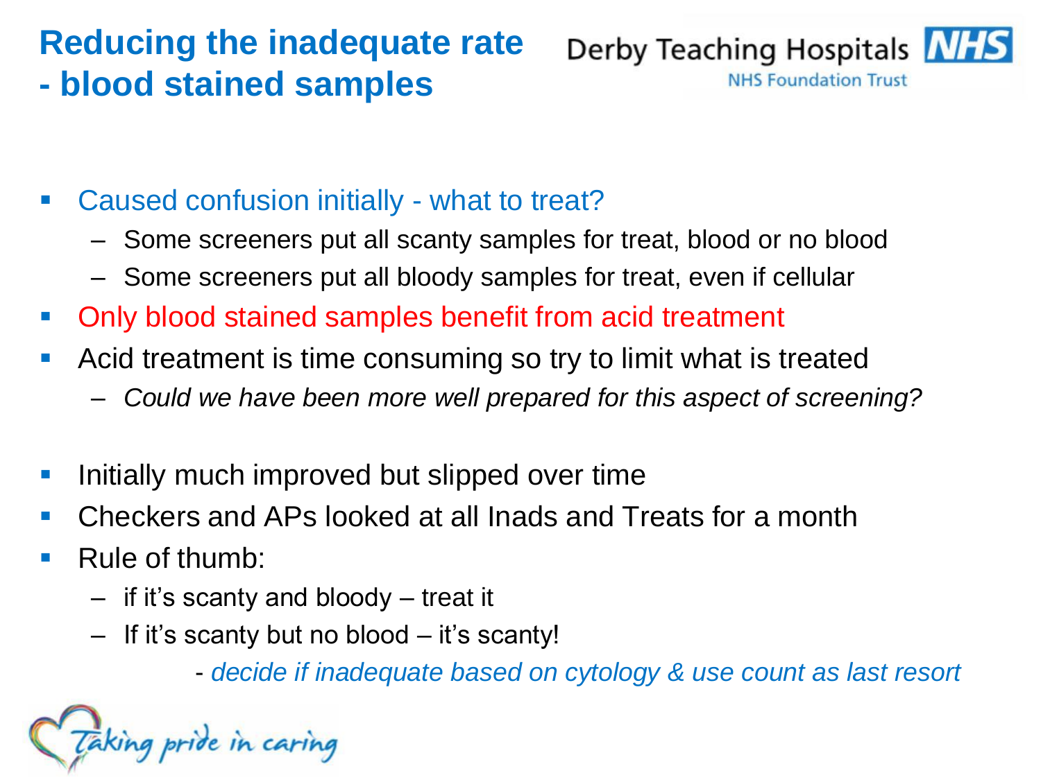# Reducing the inadequate rate - blood stained samples

- Caused confusion initially - what to treat?
  - Some screeners put all scanty samples for treat, blood or no blood
  - Some screeners put all bloody samples for treat, even if cellular
- Only blood stained samples benefit from acid treatment
- Acid treatment is time consuming so try to limit what is treated
  - *Could we have been more well prepared for this aspect of screening?*

- Initially much improved but slipped over time
- Checkers and APs looked at all Inads and Treats for a month
- Rule of thumb:
  - if it's scanty and bloody – treat it
  - If it's scanty but no blood – it's scanty!

    - *decide if inadequate based on cytology & use count as last resort*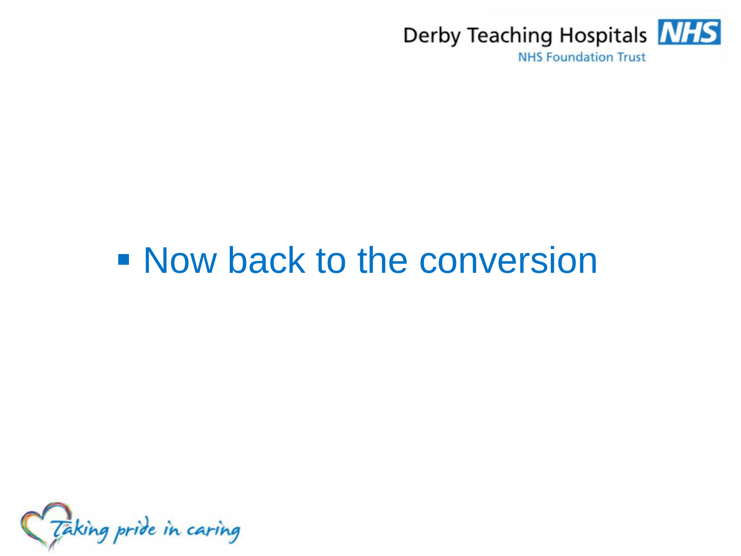- Now back to the conversion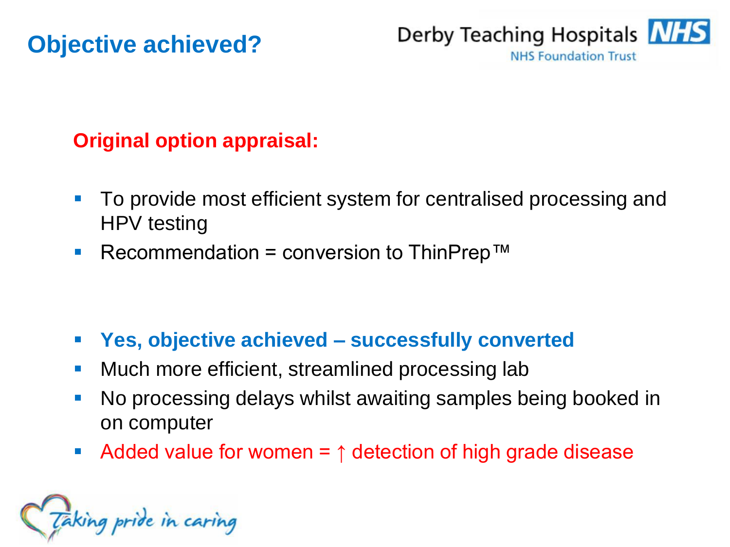# Objective achieved?

**Original option appraisal:**

- To provide most efficient system for centralised processing and HPV testing
- Recommendation = conversion to ThinPrep™

- **Yes, objective achieved – successfully converted**
- Much more efficient, streamlined processing lab
- No processing delays whilst awaiting samples being booked in on computer
- Added value for women = ↑ detection of high grade disease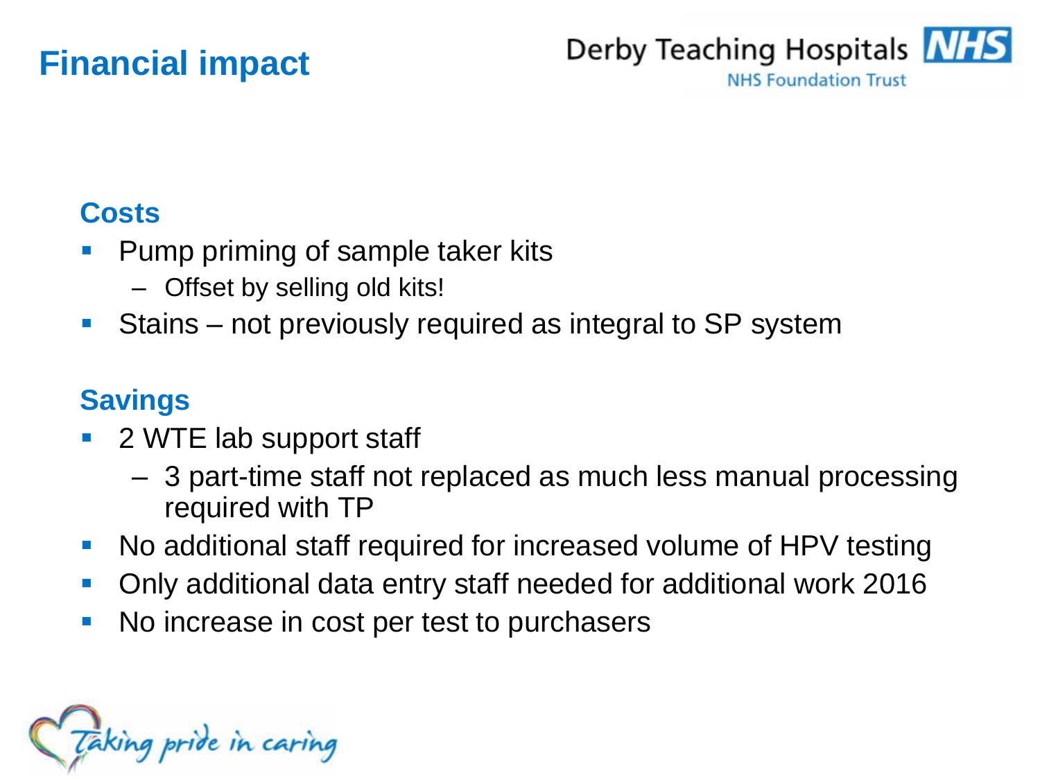# Financial impact

### Costs

- Pump priming of sample taker kits
  - Offset by selling old kits!
- Stains – not previously required as integral to SP system

### Savings

- 2 WTE lab support staff
  - 3 part-time staff not replaced as much less manual processing required with TP
- No additional staff required for increased volume of HPV testing
- Only additional data entry staff needed for additional work 2016
- No increase in cost per test to purchasers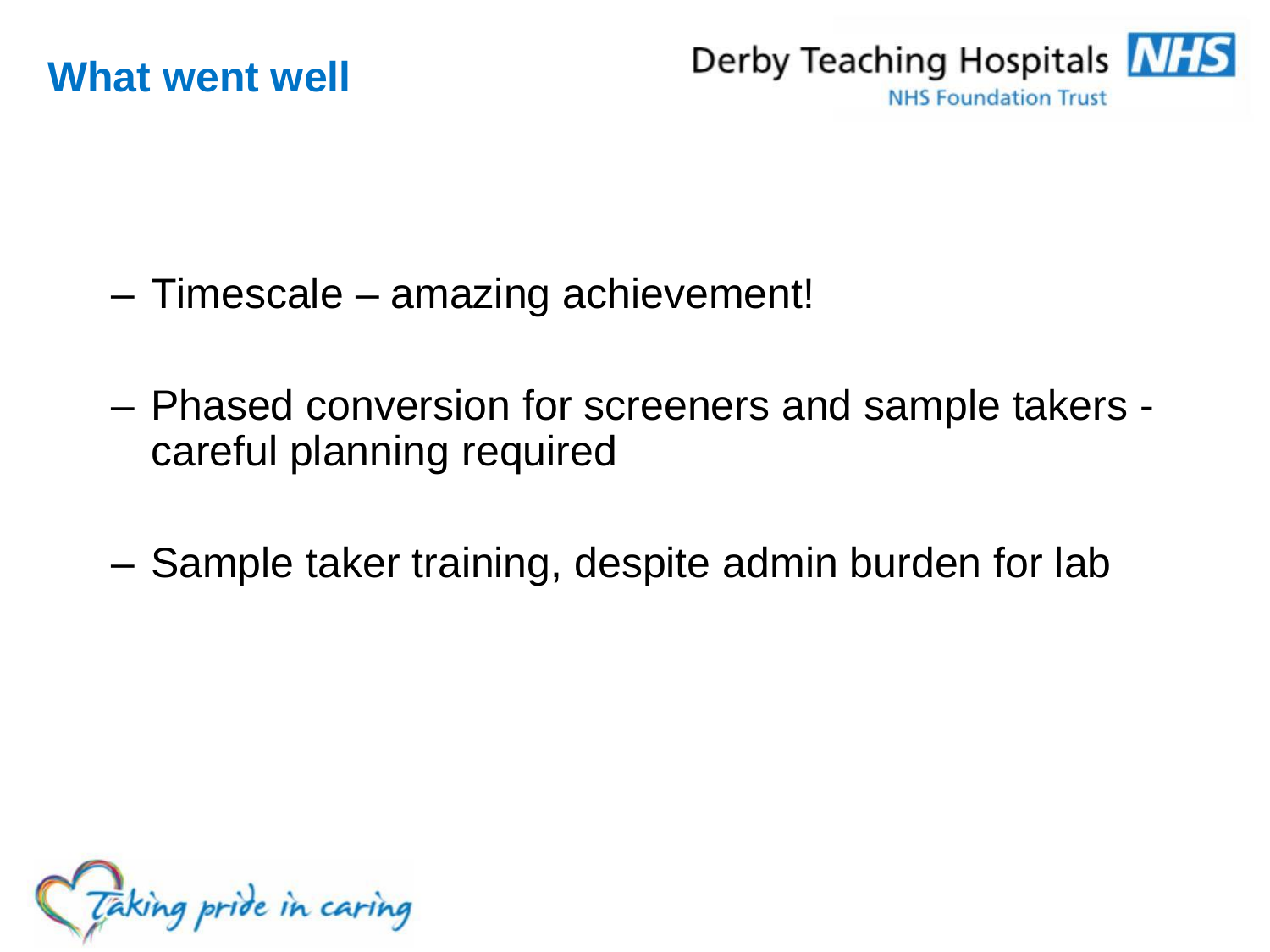# What went well

- Timescale – amazing achievement!
- Phased conversion for screeners and sample takers - careful planning required
- Sample taker training, despite admin burden for lab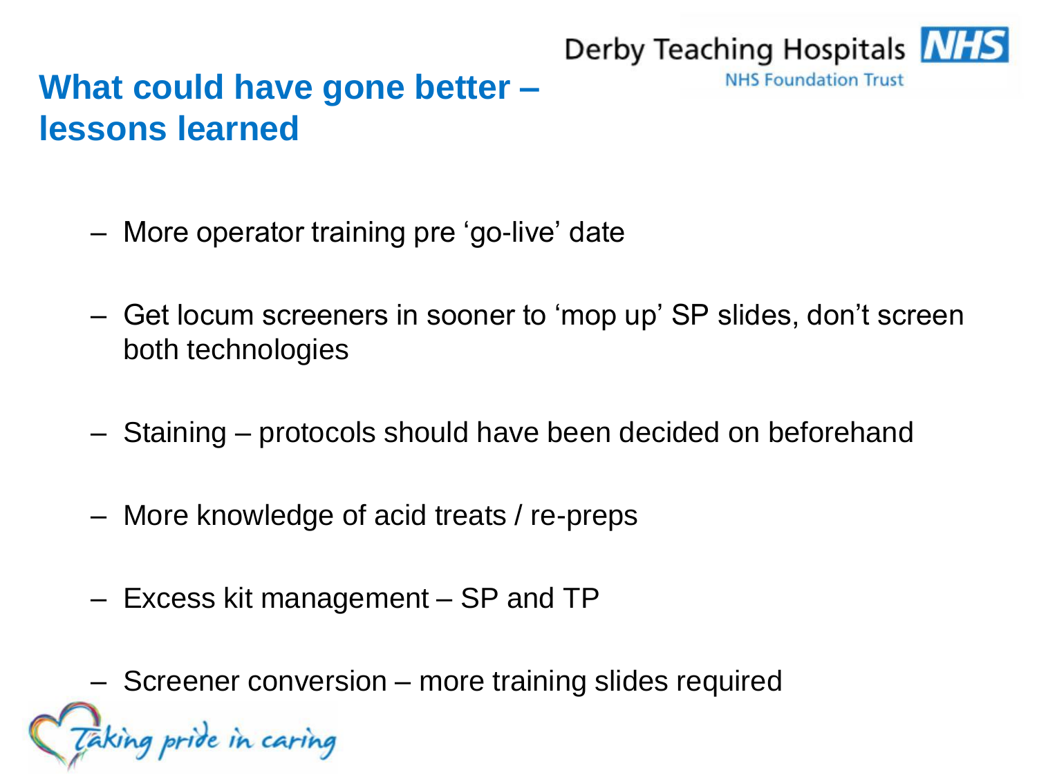# What could have gone better – lessons learned

- More operator training pre 'go-live' date
- Get locum screeners in sooner to 'mop up' SP slides, don't screen both technologies
- Staining – protocols should have been decided on beforehand
- More knowledge of acid treats / re-preps
- Excess kit management – SP and TP
- Screener conversion – more training slides required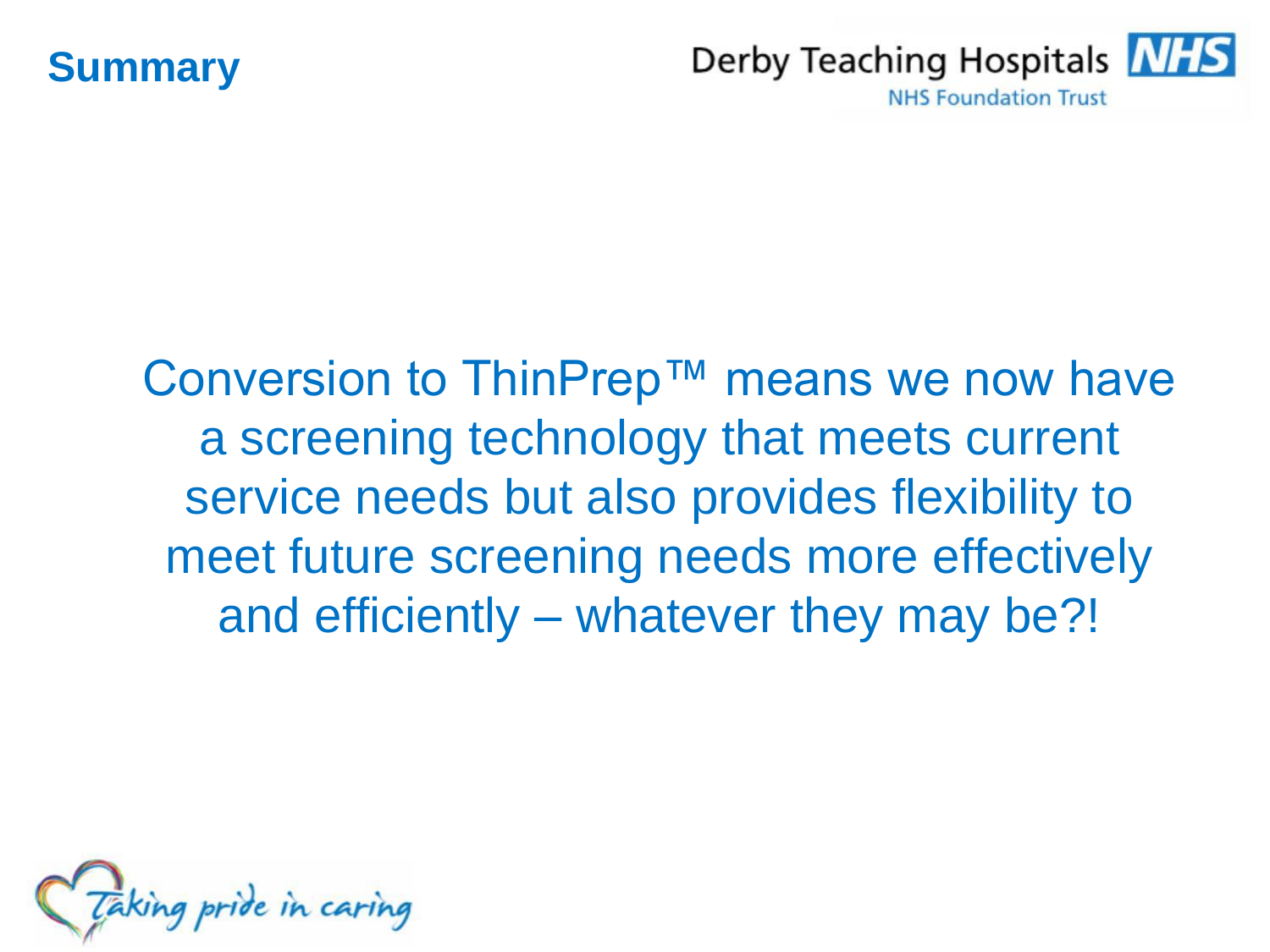## Summary

Conversion to ThinPrep™ means we now have a screening technology that meets current service needs but also provides flexibility to meet future screening needs more effectively and efficiently – whatever they may be?!